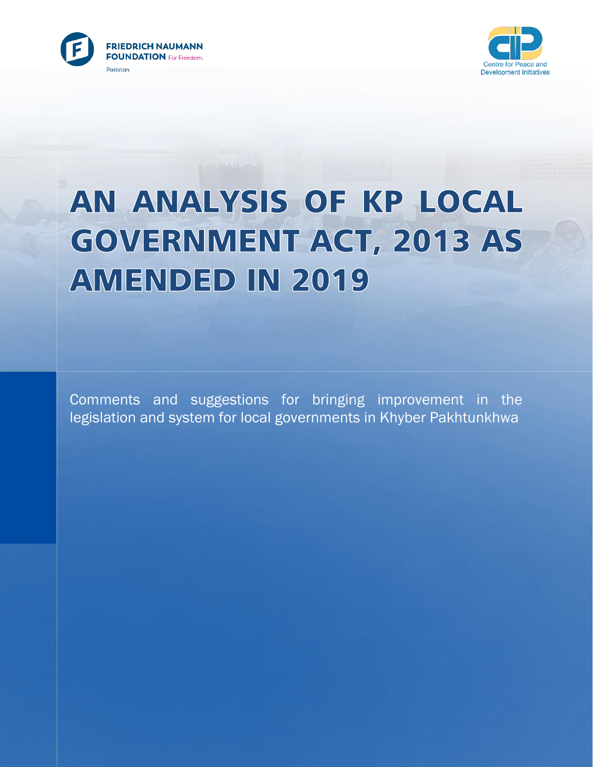FRIEDRICH NAUMANN FOUNDATION For Freedom.
Pakistan

Centre for Peace and Development Initiatives

# AN ANALYSIS OF KP LOCAL GOVERNMENT ACT, 2013 AS AMENDED IN 2019

Comments and suggestions for bringing improvement in the legislation and system for local governments in Khyber Pakhtunkhwa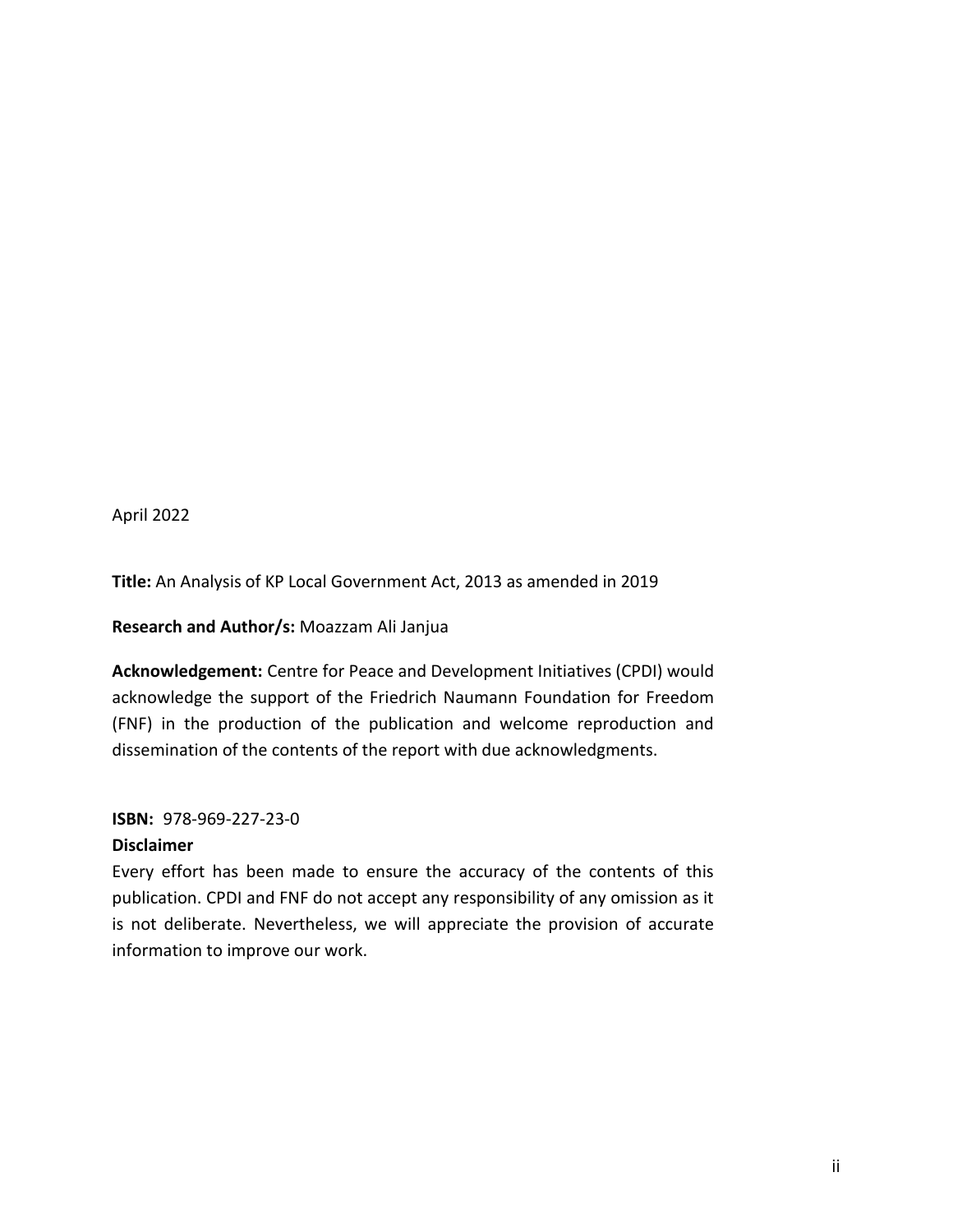April 2022

**Title:** An Analysis of KP Local Government Act, 2013 as amended in 2019

**Research and Author/s:** Moazzam Ali Janjua

**Acknowledgement:** Centre for Peace and Development Initiatives (CPDI) would acknowledge the support of the Friedrich Naumann Foundation for Freedom (FNF) in the production of the publication and welcome reproduction and dissemination of the contents of the report with due acknowledgments.

**ISBN:** 978-969-227-23-0

**Disclaimer**

Every effort has been made to ensure the accuracy of the contents of this publication. CPDI and FNF do not accept any responsibility of any omission as it is not deliberate. Nevertheless, we will appreciate the provision of accurate information to improve our work.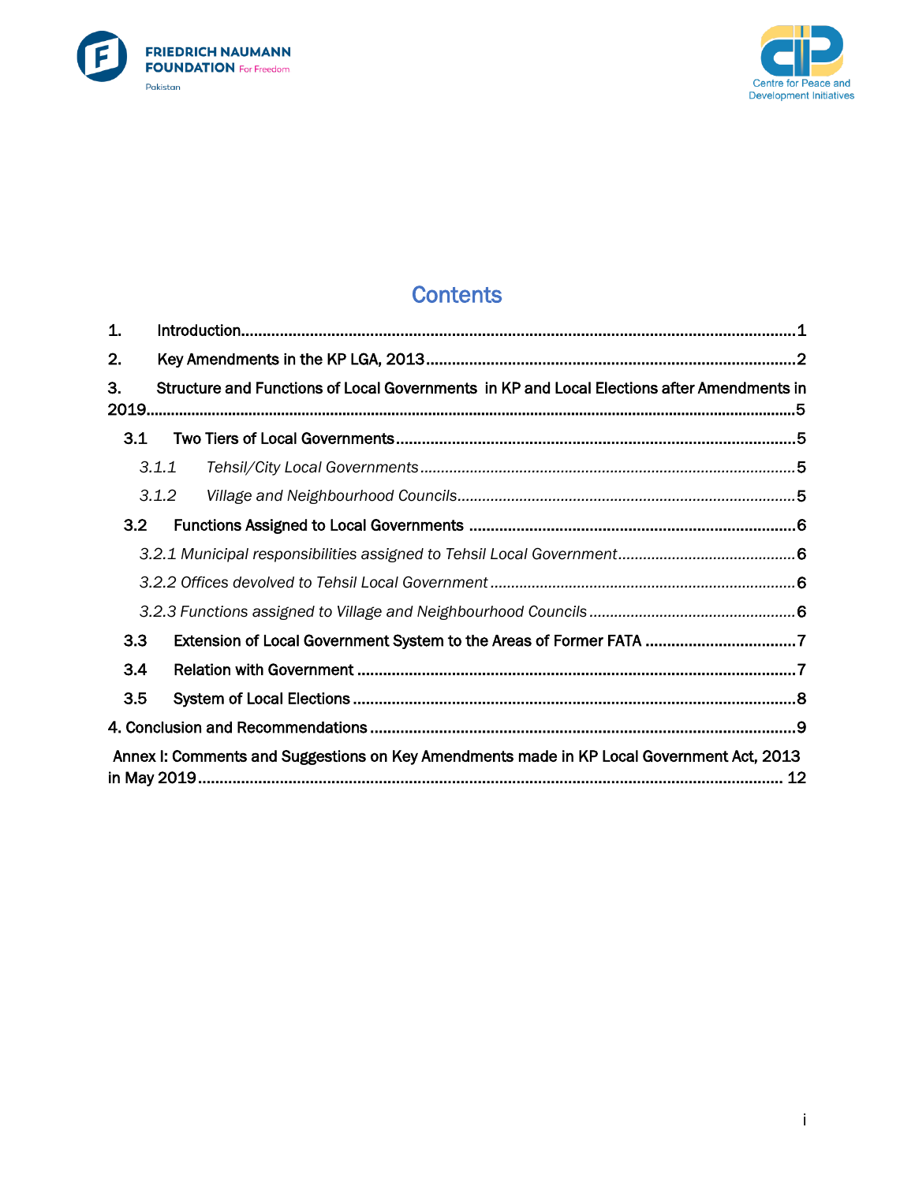# Contents

1. Introduction ..... 1
2. Key Amendments in the KP LGA, 2013 ..... 2
3. Structure and Functions of Local Governments in KP and Local Elections after Amendments in 2019 ..... 5
   - 3.1 Two Tiers of Local Governments ..... 5
     - *3.1.1 Tehsil/City Local Governments ..... 5*
     - *3.1.2 Village and Neighbourhood Councils ..... 5*
   - 3.2 Functions Assigned to Local Governments ..... 6
     - *3.2.1 Municipal responsibilities assigned to Tehsil Local Government ..... 6*
     - *3.2.2 Offices devolved to Tehsil Local Government ..... 6*
     - *3.2.3 Functions assigned to Village and Neighbourhood Councils ..... 6*
   - 3.3 Extension of Local Government System to the Areas of Former FATA ..... 7
   - 3.4 Relation with Government ..... 7
   - 3.5 System of Local Elections ..... 8

4. Conclusion and Recommendations ..... 9

Annex I: Comments and Suggestions on Key Amendments made in KP Local Government Act, 2013 in May 2019 ..... 12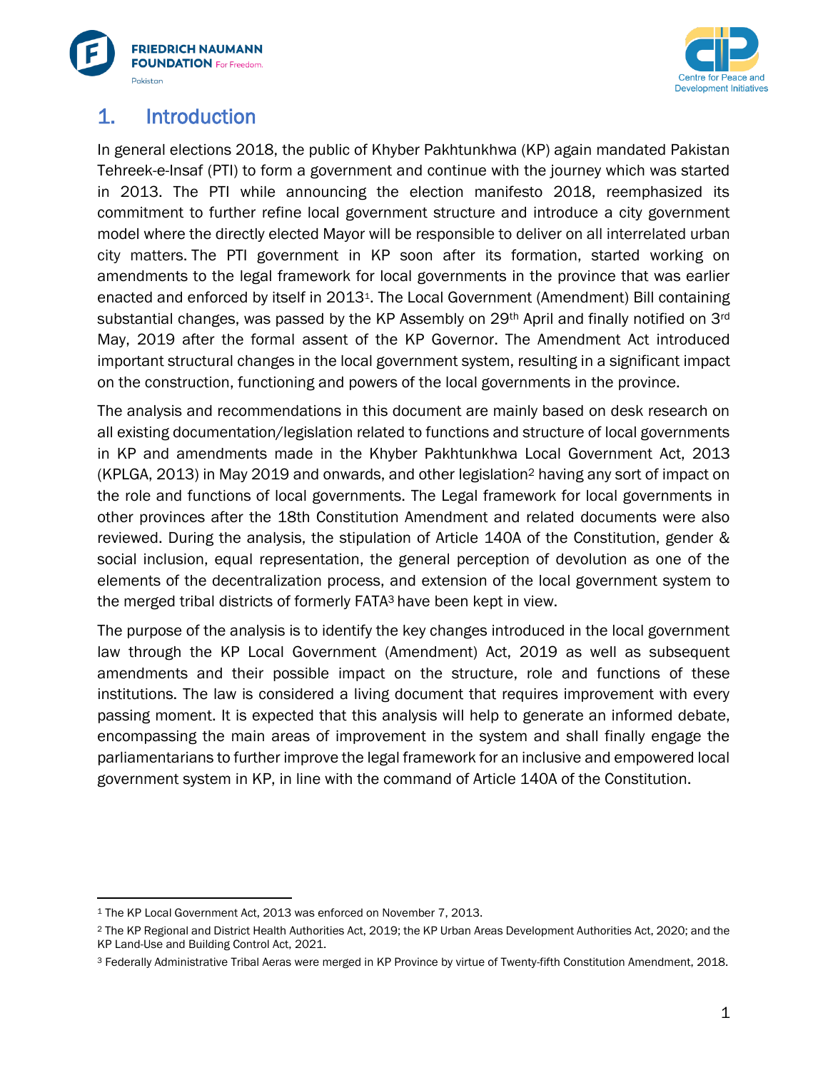# 1. Introduction

In general elections 2018, the public of Khyber Pakhtunkhwa (KP) again mandated Pakistan Tehreek-e-Insaf (PTI) to form a government and continue with the journey which was started in 2013. The PTI while announcing the election manifesto 2018, reemphasized its commitment to further refine local government structure and introduce a city government model where the directly elected Mayor will be responsible to deliver on all interrelated urban city matters. The PTI government in KP soon after its formation, started working on amendments to the legal framework for local governments in the province that was earlier enacted and enforced by itself in 2013[1]. The Local Government (Amendment) Bill containing substantial changes, was passed by the KP Assembly on 29th April and finally notified on 3rd May, 2019 after the formal assent of the KP Governor. The Amendment Act introduced important structural changes in the local government system, resulting in a significant impact on the construction, functioning and powers of the local governments in the province.

The analysis and recommendations in this document are mainly based on desk research on all existing documentation/legislation related to functions and structure of local governments in KP and amendments made in the Khyber Pakhtunkhwa Local Government Act, 2013 (KPLGA, 2013) in May 2019 and onwards, and other legislation[2] having any sort of impact on the role and functions of local governments. The Legal framework for local governments in other provinces after the 18th Constitution Amendment and related documents were also reviewed. During the analysis, the stipulation of Article 140A of the Constitution, gender & social inclusion, equal representation, the general perception of devolution as one of the elements of the decentralization process, and extension of the local government system to the merged tribal districts of formerly FATA[3] have been kept in view.

The purpose of the analysis is to identify the key changes introduced in the local government law through the KP Local Government (Amendment) Act, 2019 as well as subsequent amendments and their possible impact on the structure, role and functions of these institutions. The law is considered a living document that requires improvement with every passing moment. It is expected that this analysis will help to generate an informed debate, encompassing the main areas of improvement in the system and shall finally engage the parliamentarians to further improve the legal framework for an inclusive and empowered local government system in KP, in line with the command of Article 140A of the Constitution.

---

[1] The KP Local Government Act, 2013 was enforced on November 7, 2013.

[2] The KP Regional and District Health Authorities Act, 2019; the KP Urban Areas Development Authorities Act, 2020; and the KP Land-Use and Building Control Act, 2021.

[3] Federally Administrative Tribal Aeras were merged in KP Province by virtue of Twenty-fifth Constitution Amendment, 2018.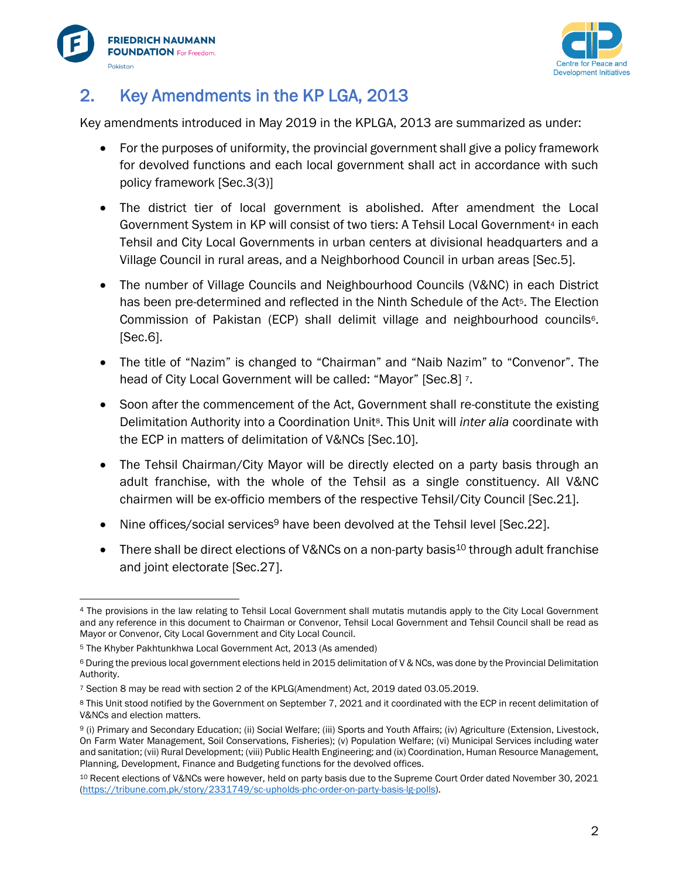## 2. Key Amendments in the KP LGA, 2013

Key amendments introduced in May 2019 in the KPLGA, 2013 are summarized as under:

- For the purposes of uniformity, the provincial government shall give a policy framework for devolved functions and each local government shall act in accordance with such policy framework [Sec.3(3)]
- The district tier of local government is abolished. After amendment the Local Government System in KP will consist of two tiers: A Tehsil Local Government[4] in each Tehsil and City Local Governments in urban centers at divisional headquarters and a Village Council in rural areas, and a Neighborhood Council in urban areas [Sec.5].
- The number of Village Councils and Neighbourhood Councils (V&NC) in each District has been pre-determined and reflected in the Ninth Schedule of the Act[5]. The Election Commission of Pakistan (ECP) shall delimit village and neighbourhood councils[6]. [Sec.6].
- The title of "Nazim" is changed to "Chairman" and "Naib Nazim" to "Convenor". The head of City Local Government will be called: "Mayor" [Sec.8] [7].
- Soon after the commencement of the Act, Government shall re-constitute the existing Delimitation Authority into a Coordination Unit[8]. This Unit will *inter alia* coordinate with the ECP in matters of delimitation of V&NCs [Sec.10].
- The Tehsil Chairman/City Mayor will be directly elected on a party basis through an adult franchise, with the whole of the Tehsil as a single constituency. All V&NC chairmen will be ex-officio members of the respective Tehsil/City Council [Sec.21].
- Nine offices/social services[9] have been devolved at the Tehsil level [Sec.22].
- There shall be direct elections of V&NCs on a non-party basis[10] through adult franchise and joint electorate [Sec.27].

---

[4] The provisions in the law relating to Tehsil Local Government shall mutatis mutandis apply to the City Local Government and any reference in this document to Chairman or Convenor, Tehsil Local Government and Tehsil Council shall be read as Mayor or Convenor, City Local Government and City Local Council.

[5] The Khyber Pakhtunkhwa Local Government Act, 2013 (As amended)

[6] During the previous local government elections held in 2015 delimitation of V & NCs, was done by the Provincial Delimitation Authority.

[7] Section 8 may be read with section 2 of the KPLG(Amendment) Act, 2019 dated 03.05.2019.

[8] This Unit stood notified by the Government on September 7, 2021 and it coordinated with the ECP in recent delimitation of V&NCs and election matters.

[9] (i) Primary and Secondary Education; (ii) Social Welfare; (iii) Sports and Youth Affairs; (iv) Agriculture (Extension, Livestock, On Farm Water Management, Soil Conservations, Fisheries); (v) Population Welfare; (vi) Municipal Services including water and sanitation; (vii) Rural Development; (viii) Public Health Engineering; and (ix) Coordination, Human Resource Management, Planning, Development, Finance and Budgeting functions for the devolved offices.

[10] Recent elections of V&NCs were however, held on party basis due to the Supreme Court Order dated November 30, 2021 (https://tribune.com.pk/story/2331749/sc-upholds-phc-order-on-party-basis-lg-polls).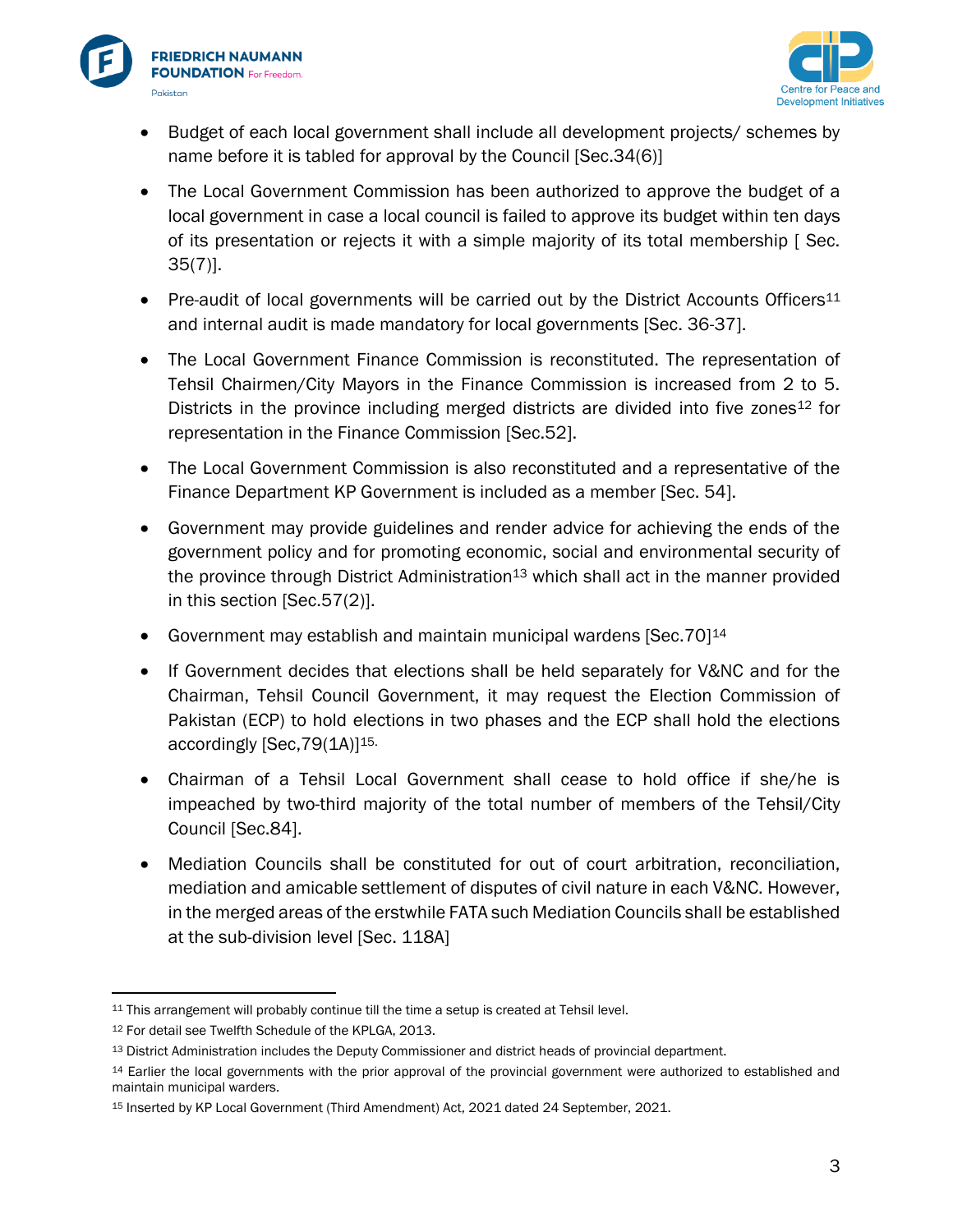- Budget of each local government shall include all development projects/ schemes by name before it is tabled for approval by the Council [Sec.34(6)]

- The Local Government Commission has been authorized to approve the budget of a local government in case a local council is failed to approve its budget within ten days of its presentation or rejects it with a simple majority of its total membership [ Sec. 35(7)].

- Pre-audit of local governments will be carried out by the District Accounts Officers[11] and internal audit is made mandatory for local governments [Sec. 36-37].

- The Local Government Finance Commission is reconstituted. The representation of Tehsil Chairmen/City Mayors in the Finance Commission is increased from 2 to 5. Districts in the province including merged districts are divided into five zones[12] for representation in the Finance Commission [Sec.52].

- The Local Government Commission is also reconstituted and a representative of the Finance Department KP Government is included as a member [Sec. 54].

- Government may provide guidelines and render advice for achieving the ends of the government policy and for promoting economic, social and environmental security of the province through District Administration[13] which shall act in the manner provided in this section [Sec.57(2)].

- Government may establish and maintain municipal wardens [Sec.70][14]

- If Government decides that elections shall be held separately for V&NC and for the Chairman, Tehsil Council Government, it may request the Election Commission of Pakistan (ECP) to hold elections in two phases and the ECP shall hold the elections accordingly [Sec,79(1A)][15].

- Chairman of a Tehsil Local Government shall cease to hold office if she/he is impeached by two-third majority of the total number of members of the Tehsil/City Council [Sec.84].

- Mediation Councils shall be constituted for out of court arbitration, reconciliation, mediation and amicable settlement of disputes of civil nature in each V&NC. However, in the merged areas of the erstwhile FATA such Mediation Councils shall be established at the sub-division level [Sec. 118A]

---

[11] This arrangement will probably continue till the time a setup is created at Tehsil level.

[12] For detail see Twelfth Schedule of the KPLGA, 2013.

[13] District Administration includes the Deputy Commissioner and district heads of provincial department.

[14] Earlier the local governments with the prior approval of the provincial government were authorized to established and maintain municipal warders.

[15] Inserted by KP Local Government (Third Amendment) Act, 2021 dated 24 September, 2021.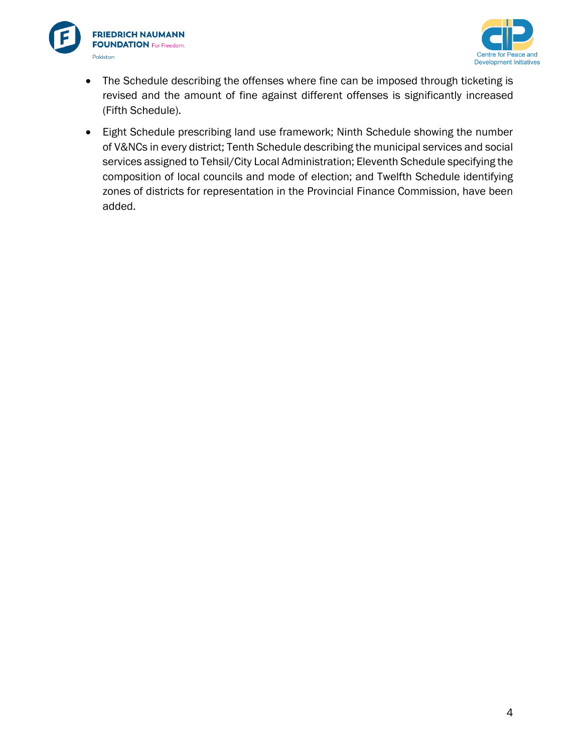- The Schedule describing the offenses where fine can be imposed through ticketing is revised and the amount of fine against different offenses is significantly increased (Fifth Schedule).
- Eight Schedule prescribing land use framework; Ninth Schedule showing the number of V&NCs in every district; Tenth Schedule describing the municipal services and social services assigned to Tehsil/City Local Administration; Eleventh Schedule specifying the composition of local councils and mode of election; and Twelfth Schedule identifying zones of districts for representation in the Provincial Finance Commission, have been added.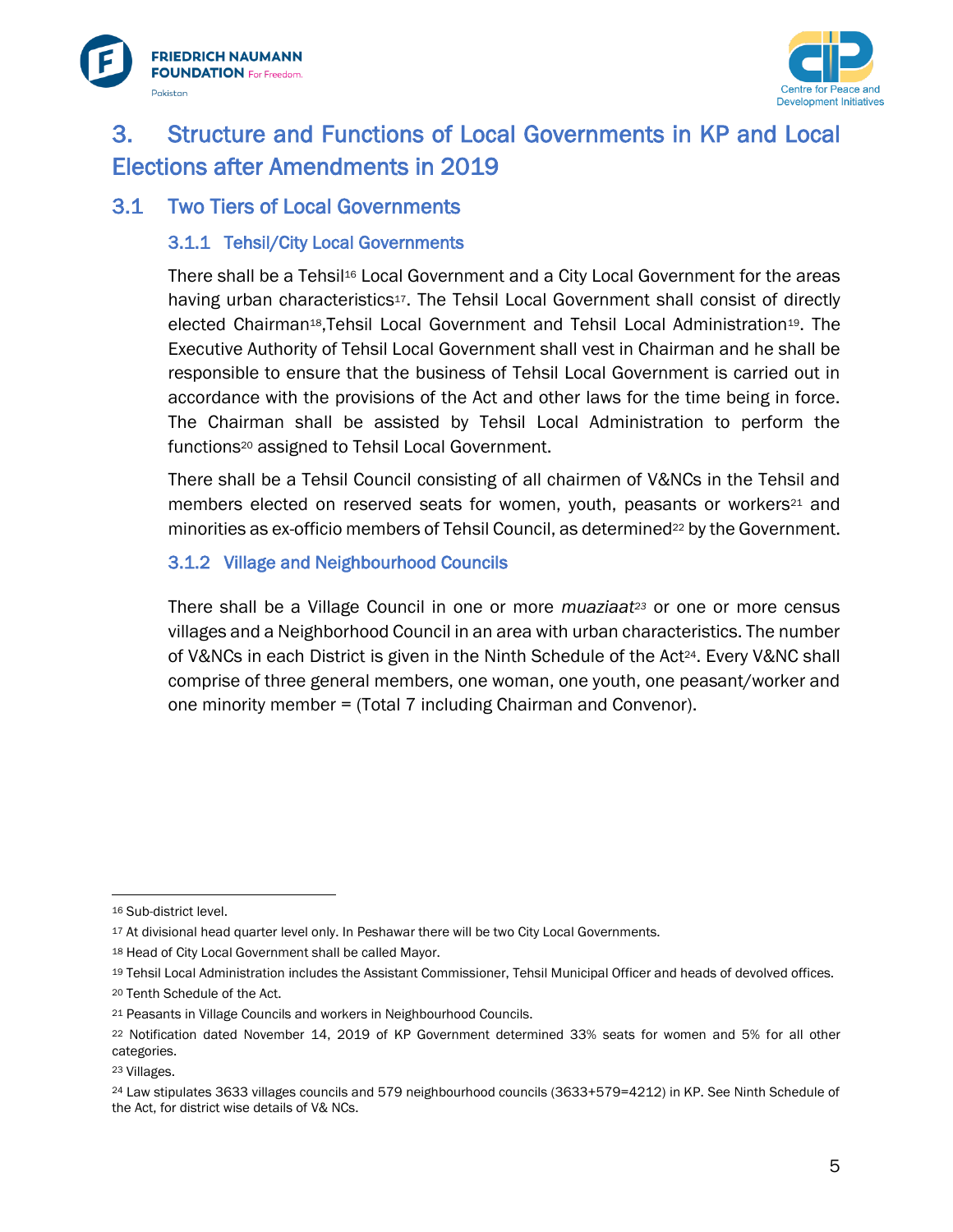# 3. Structure and Functions of Local Governments in KP and Local Elections after Amendments in 2019

## 3.1 Two Tiers of Local Governments

### 3.1.1 Tehsil/City Local Governments

There shall be a Tehsil[16] Local Government and a City Local Government for the areas having urban characteristics[17]. The Tehsil Local Government shall consist of directly elected Chairman[18],Tehsil Local Government and Tehsil Local Administration[19]. The Executive Authority of Tehsil Local Government shall vest in Chairman and he shall be responsible to ensure that the business of Tehsil Local Government is carried out in accordance with the provisions of the Act and other laws for the time being in force. The Chairman shall be assisted by Tehsil Local Administration to perform the functions[20] assigned to Tehsil Local Government.

There shall be a Tehsil Council consisting of all chairmen of V&NCs in the Tehsil and members elected on reserved seats for women, youth, peasants or workers[21] and minorities as ex-officio members of Tehsil Council, as determined[22] by the Government.

### 3.1.2 Village and Neighbourhood Councils

There shall be a Village Council in one or more *muaziaat*[23] or one or more census villages and a Neighborhood Council in an area with urban characteristics. The number of V&NCs in each District is given in the Ninth Schedule of the Act[24]. Every V&NC shall comprise of three general members, one woman, one youth, one peasant/worker and one minority member = (Total 7 including Chairman and Convenor).

---

[16] Sub-district level.

[17] At divisional head quarter level only. In Peshawar there will be two City Local Governments.

[18] Head of City Local Government shall be called Mayor.

[19] Tehsil Local Administration includes the Assistant Commissioner, Tehsil Municipal Officer and heads of devolved offices.

[20] Tenth Schedule of the Act.

[21] Peasants in Village Councils and workers in Neighbourhood Councils.

[22] Notification dated November 14, 2019 of KP Government determined 33% seats for women and 5% for all other categories.

[23] Villages.

[24] Law stipulates 3633 villages councils and 579 neighbourhood councils (3633+579=4212) in KP. See Ninth Schedule of the Act, for district wise details of V& NCs.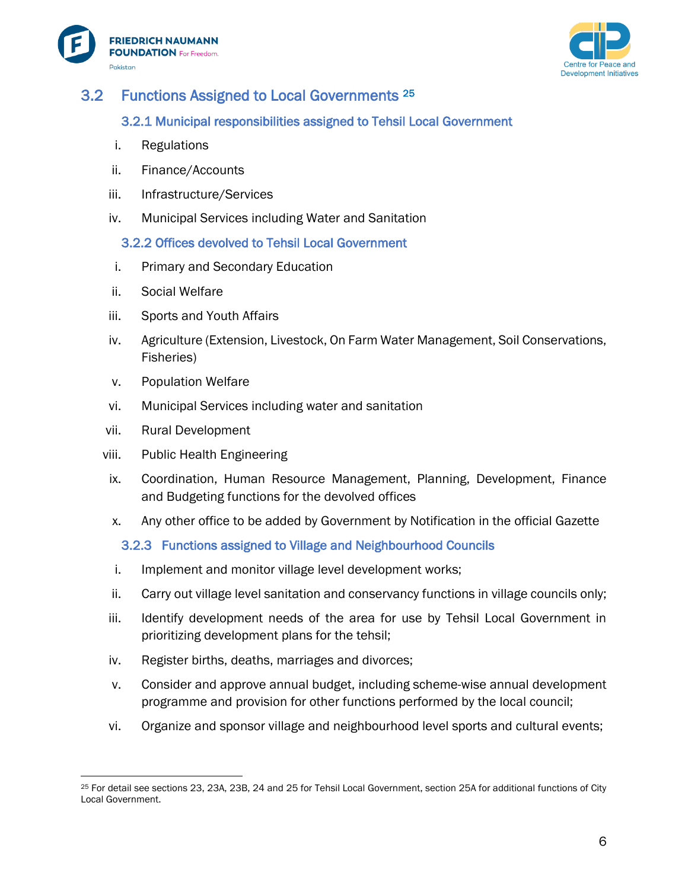## 3.2 Functions Assigned to Local Governments [25]

### 3.2.1 Municipal responsibilities assigned to Tehsil Local Government

i. Regulations

ii. Finance/Accounts

iii. Infrastructure/Services

iv. Municipal Services including Water and Sanitation

### 3.2.2 Offices devolved to Tehsil Local Government

i. Primary and Secondary Education

ii. Social Welfare

iii. Sports and Youth Affairs

iv. Agriculture (Extension, Livestock, On Farm Water Management, Soil Conservations, Fisheries)

v. Population Welfare

vi. Municipal Services including water and sanitation

vii. Rural Development

viii. Public Health Engineering

ix. Coordination, Human Resource Management, Planning, Development, Finance and Budgeting functions for the devolved offices

x. Any other office to be added by Government by Notification in the official Gazette

### 3.2.3 Functions assigned to Village and Neighbourhood Councils

i. Implement and monitor village level development works;

ii. Carry out village level sanitation and conservancy functions in village councils only;

iii. Identify development needs of the area for use by Tehsil Local Government in prioritizing development plans for the tehsil;

iv. Register births, deaths, marriages and divorces;

v. Consider and approve annual budget, including scheme-wise annual development programme and provision for other functions performed by the local council;

vi. Organize and sponsor village and neighbourhood level sports and cultural events;

---

[25] For detail see sections 23, 23A, 23B, 24 and 25 for Tehsil Local Government, section 25A for additional functions of City Local Government.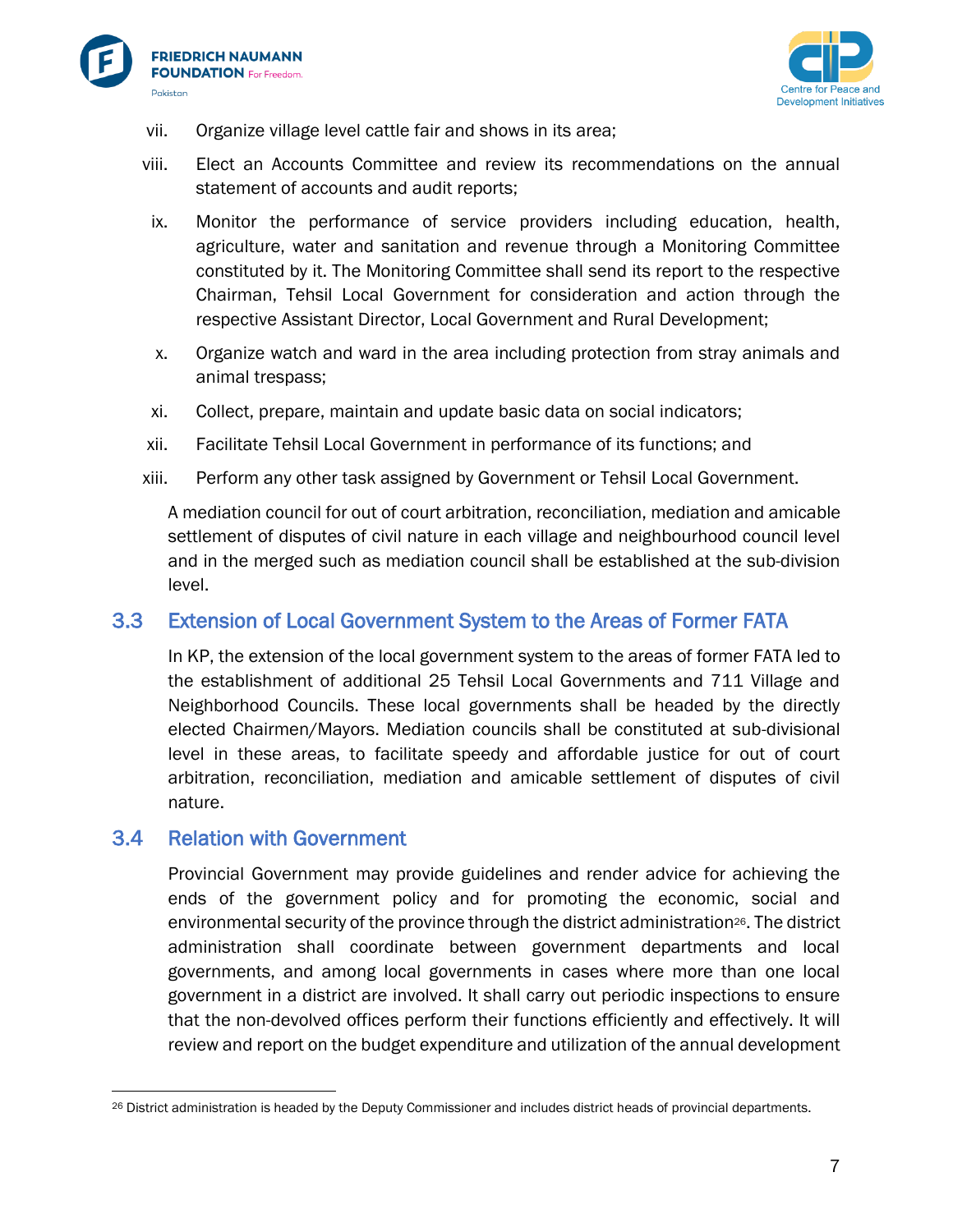vii. Organize village level cattle fair and shows in its area;

viii. Elect an Accounts Committee and review its recommendations on the annual statement of accounts and audit reports;

ix. Monitor the performance of service providers including education, health, agriculture, water and sanitation and revenue through a Monitoring Committee constituted by it. The Monitoring Committee shall send its report to the respective Chairman, Tehsil Local Government for consideration and action through the respective Assistant Director, Local Government and Rural Development;

x. Organize watch and ward in the area including protection from stray animals and animal trespass;

xi. Collect, prepare, maintain and update basic data on social indicators;

xii. Facilitate Tehsil Local Government in performance of its functions; and

xiii. Perform any other task assigned by Government or Tehsil Local Government.

A mediation council for out of court arbitration, reconciliation, mediation and amicable settlement of disputes of civil nature in each village and neighbourhood council level and in the merged such as mediation council shall be established at the sub-division level.

## 3.3 Extension of Local Government System to the Areas of Former FATA

In KP, the extension of the local government system to the areas of former FATA led to the establishment of additional 25 Tehsil Local Governments and 711 Village and Neighborhood Councils. These local governments shall be headed by the directly elected Chairmen/Mayors. Mediation councils shall be constituted at sub-divisional level in these areas, to facilitate speedy and affordable justice for out of court arbitration, reconciliation, mediation and amicable settlement of disputes of civil nature.

## 3.4 Relation with Government

Provincial Government may provide guidelines and render advice for achieving the ends of the government policy and for promoting the economic, social and environmental security of the province through the district administration[26]. The district administration shall coordinate between government departments and local governments, and among local governments in cases where more than one local government in a district are involved. It shall carry out periodic inspections to ensure that the non-devolved offices perform their functions efficiently and effectively. It will review and report on the budget expenditure and utilization of the annual development

[26] District administration is headed by the Deputy Commissioner and includes district heads of provincial departments.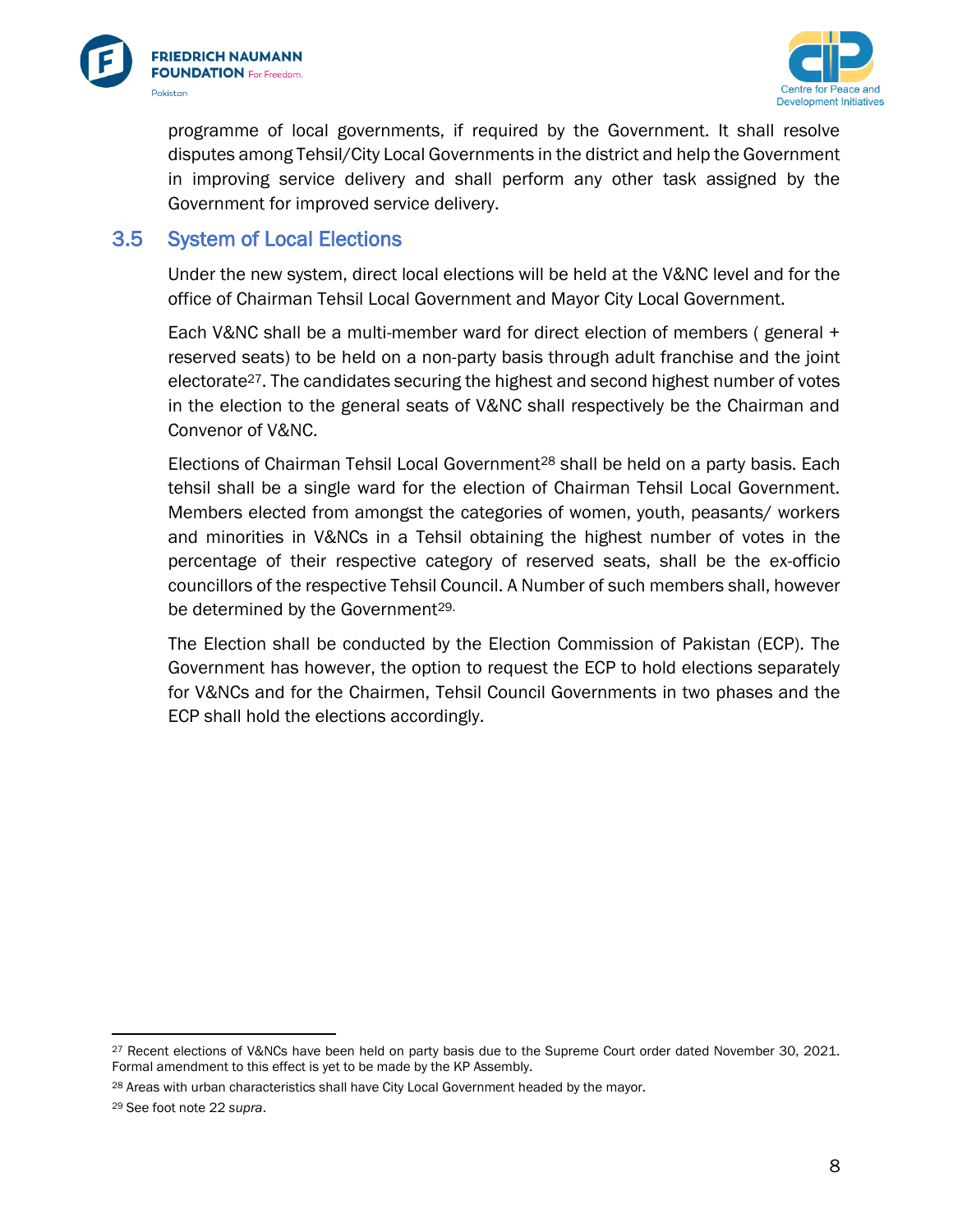programme of local governments, if required by the Government. It shall resolve disputes among Tehsil/City Local Governments in the district and help the Government in improving service delivery and shall perform any other task assigned by the Government for improved service delivery.

## 3.5 System of Local Elections

Under the new system, direct local elections will be held at the V&NC level and for the office of Chairman Tehsil Local Government and Mayor City Local Government.

Each V&NC shall be a multi-member ward for direct election of members ( general + reserved seats) to be held on a non-party basis through adult franchise and the joint electorate[27]. The candidates securing the highest and second highest number of votes in the election to the general seats of V&NC shall respectively be the Chairman and Convenor of V&NC.

Elections of Chairman Tehsil Local Government[28] shall be held on a party basis. Each tehsil shall be a single ward for the election of Chairman Tehsil Local Government. Members elected from amongst the categories of women, youth, peasants/ workers and minorities in V&NCs in a Tehsil obtaining the highest number of votes in the percentage of their respective category of reserved seats, shall be the ex-officio councillors of the respective Tehsil Council. A Number of such members shall, however be determined by the Government[29].

The Election shall be conducted by the Election Commission of Pakistan (ECP). The Government has however, the option to request the ECP to hold elections separately for V&NCs and for the Chairmen, Tehsil Council Governments in two phases and the ECP shall hold the elections accordingly.

---

[27] Recent elections of V&NCs have been held on party basis due to the Supreme Court order dated November 30, 2021. Formal amendment to this effect is yet to be made by the KP Assembly.

[28] Areas with urban characteristics shall have City Local Government headed by the mayor.

[29] See foot note 22 *supra*.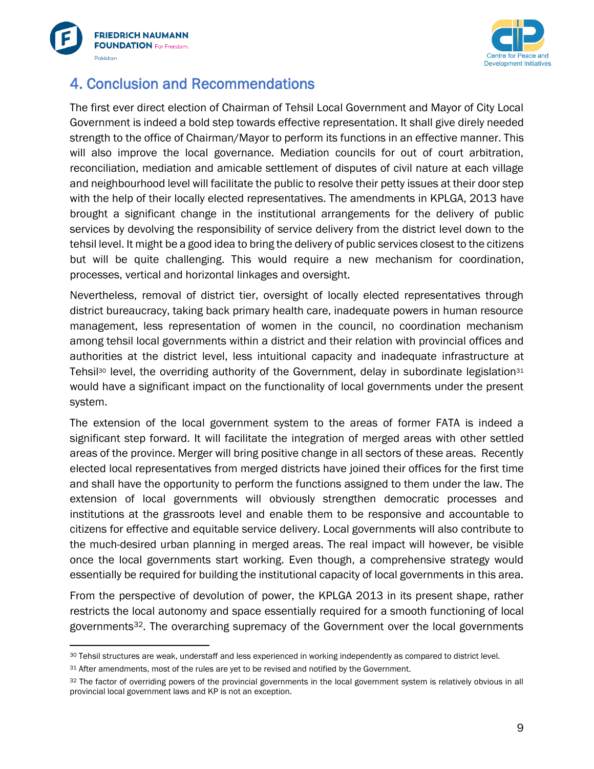## 4. Conclusion and Recommendations

The first ever direct election of Chairman of Tehsil Local Government and Mayor of City Local Government is indeed a bold step towards effective representation. It shall give direly needed strength to the office of Chairman/Mayor to perform its functions in an effective manner. This will also improve the local governance. Mediation councils for out of court arbitration, reconciliation, mediation and amicable settlement of disputes of civil nature at each village and neighbourhood level will facilitate the public to resolve their petty issues at their door step with the help of their locally elected representatives. The amendments in KPLGA, 2013 have brought a significant change in the institutional arrangements for the delivery of public services by devolving the responsibility of service delivery from the district level down to the tehsil level. It might be a good idea to bring the delivery of public services closest to the citizens but will be quite challenging. This would require a new mechanism for coordination, processes, vertical and horizontal linkages and oversight.

Nevertheless, removal of district tier, oversight of locally elected representatives through district bureaucracy, taking back primary health care, inadequate powers in human resource management, less representation of women in the council, no coordination mechanism among tehsil local governments within a district and their relation with provincial offices and authorities at the district level, less intuitional capacity and inadequate infrastructure at Tehsil[30] level, the overriding authority of the Government, delay in subordinate legislation[31] would have a significant impact on the functionality of local governments under the present system.

The extension of the local government system to the areas of former FATA is indeed a significant step forward. It will facilitate the integration of merged areas with other settled areas of the province. Merger will bring positive change in all sectors of these areas. Recently elected local representatives from merged districts have joined their offices for the first time and shall have the opportunity to perform the functions assigned to them under the law. The extension of local governments will obviously strengthen democratic processes and institutions at the grassroots level and enable them to be responsive and accountable to citizens for effective and equitable service delivery. Local governments will also contribute to the much-desired urban planning in merged areas. The real impact will however, be visible once the local governments start working. Even though, a comprehensive strategy would essentially be required for building the institutional capacity of local governments in this area.

From the perspective of devolution of power, the KPLGA 2013 in its present shape, rather restricts the local autonomy and space essentially required for a smooth functioning of local governments[32]. The overarching supremacy of the Government over the local governments

---

[30] Tehsil structures are weak, understaff and less experienced in working independently as compared to district level.

[31] After amendments, most of the rules are yet to be revised and notified by the Government.

[32] The factor of overriding powers of the provincial governments in the local government system is relatively obvious in all provincial local government laws and KP is not an exception.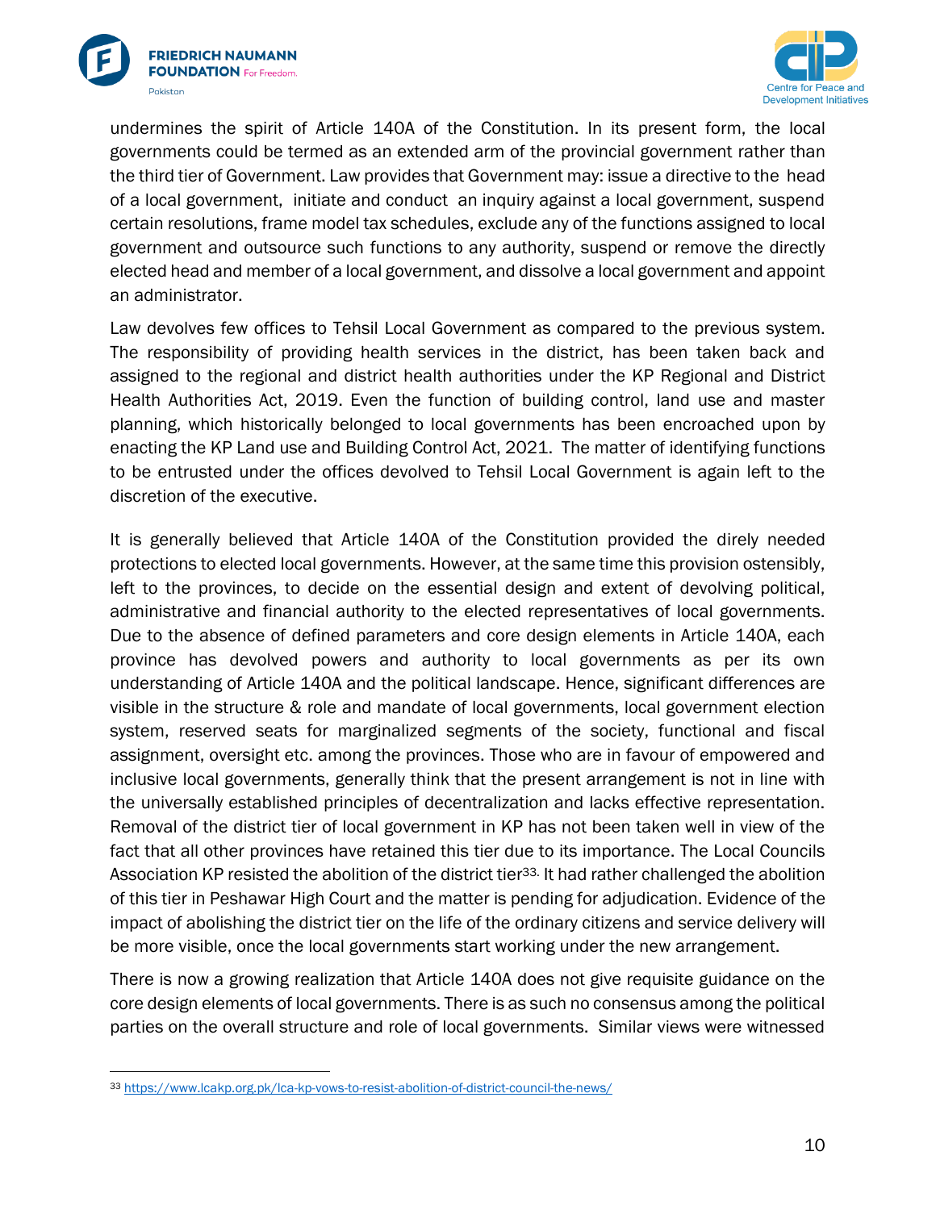undermines the spirit of Article 140A of the Constitution. In its present form, the local governments could be termed as an extended arm of the provincial government rather than the third tier of Government. Law provides that Government may: issue a directive to the head of a local government, initiate and conduct an inquiry against a local government, suspend certain resolutions, frame model tax schedules, exclude any of the functions assigned to local government and outsource such functions to any authority, suspend or remove the directly elected head and member of a local government, and dissolve a local government and appoint an administrator.

Law devolves few offices to Tehsil Local Government as compared to the previous system. The responsibility of providing health services in the district, has been taken back and assigned to the regional and district health authorities under the KP Regional and District Health Authorities Act, 2019. Even the function of building control, land use and master planning, which historically belonged to local governments has been encroached upon by enacting the KP Land use and Building Control Act, 2021. The matter of identifying functions to be entrusted under the offices devolved to Tehsil Local Government is again left to the discretion of the executive.

It is generally believed that Article 140A of the Constitution provided the direly needed protections to elected local governments. However, at the same time this provision ostensibly, left to the provinces, to decide on the essential design and extent of devolving political, administrative and financial authority to the elected representatives of local governments. Due to the absence of defined parameters and core design elements in Article 140A, each province has devolved powers and authority to local governments as per its own understanding of Article 140A and the political landscape. Hence, significant differences are visible in the structure & role and mandate of local governments, local government election system, reserved seats for marginalized segments of the society, functional and fiscal assignment, oversight etc. among the provinces. Those who are in favour of empowered and inclusive local governments, generally think that the present arrangement is not in line with the universally established principles of decentralization and lacks effective representation. Removal of the district tier of local government in KP has not been taken well in view of the fact that all other provinces have retained this tier due to its importance. The Local Councils Association KP resisted the abolition of the district tier[33]. It had rather challenged the abolition of this tier in Peshawar High Court and the matter is pending for adjudication. Evidence of the impact of abolishing the district tier on the life of the ordinary citizens and service delivery will be more visible, once the local governments start working under the new arrangement.

There is now a growing realization that Article 140A does not give requisite guidance on the core design elements of local governments. There is as such no consensus among the political parties on the overall structure and role of local governments. Similar views were witnessed

---

[33] https://www.lcakp.org.pk/lca-kp-vows-to-resist-abolition-of-district-council-the-news/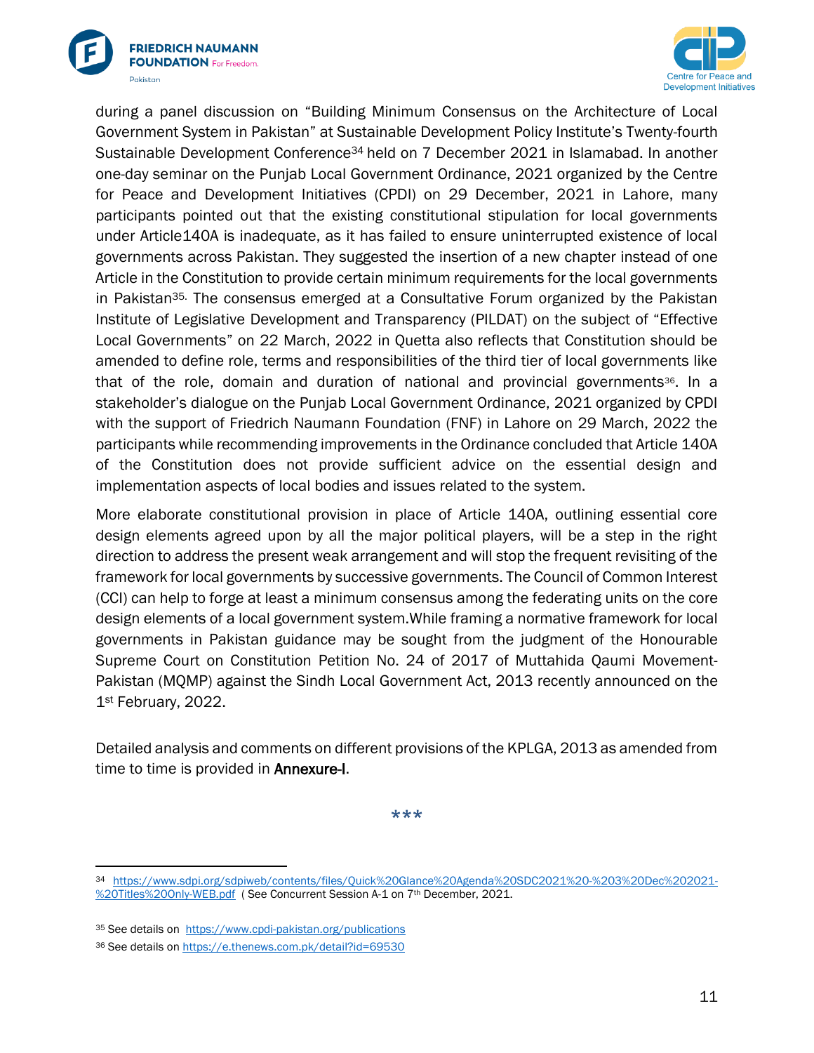during a panel discussion on "Building Minimum Consensus on the Architecture of Local Government System in Pakistan" at Sustainable Development Policy Institute's Twenty-fourth Sustainable Development Conference[34] held on 7 December 2021 in Islamabad. In another one-day seminar on the Punjab Local Government Ordinance, 2021 organized by the Centre for Peace and Development Initiatives (CPDI) on 29 December, 2021 in Lahore, many participants pointed out that the existing constitutional stipulation for local governments under Article140A is inadequate, as it has failed to ensure uninterrupted existence of local governments across Pakistan. They suggested the insertion of a new chapter instead of one Article in the Constitution to provide certain minimum requirements for the local governments in Pakistan[35]. The consensus emerged at a Consultative Forum organized by the Pakistan Institute of Legislative Development and Transparency (PILDAT) on the subject of "Effective Local Governments" on 22 March, 2022 in Quetta also reflects that Constitution should be amended to define role, terms and responsibilities of the third tier of local governments like that of the role, domain and duration of national and provincial governments[36]. In a stakeholder's dialogue on the Punjab Local Government Ordinance, 2021 organized by CPDI with the support of Friedrich Naumann Foundation (FNF) in Lahore on 29 March, 2022 the participants while recommending improvements in the Ordinance concluded that Article 140A of the Constitution does not provide sufficient advice on the essential design and implementation aspects of local bodies and issues related to the system.

More elaborate constitutional provision in place of Article 140A, outlining essential core design elements agreed upon by all the major political players, will be a step in the right direction to address the present weak arrangement and will stop the frequent revisiting of the framework for local governments by successive governments. The Council of Common Interest (CCI) can help to forge at least a minimum consensus among the federating units on the core design elements of a local government system.While framing a normative framework for local governments in Pakistan guidance may be sought from the judgment of the Honourable Supreme Court on Constitution Petition No. 24 of 2017 of Muttahida Qaumi Movement-Pakistan (MQMP) against the Sindh Local Government Act, 2013 recently announced on the 1st February, 2022.

Detailed analysis and comments on different provisions of the KPLGA, 2013 as amended from time to time is provided in **Annexure-I**.

***

---

[34] https://www.sdpi.org/sdpiweb/contents/files/Quick%20Glance%20Agenda%20SDC2021%20-%203%20Dec%202021-%20Titles%20Only-WEB.pdf ( See Concurrent Session A-1 on 7th December, 2021.

[35] See details on https://www.cpdi-pakistan.org/publications

[36] See details on https://e.thenews.com.pk/detail?id=69530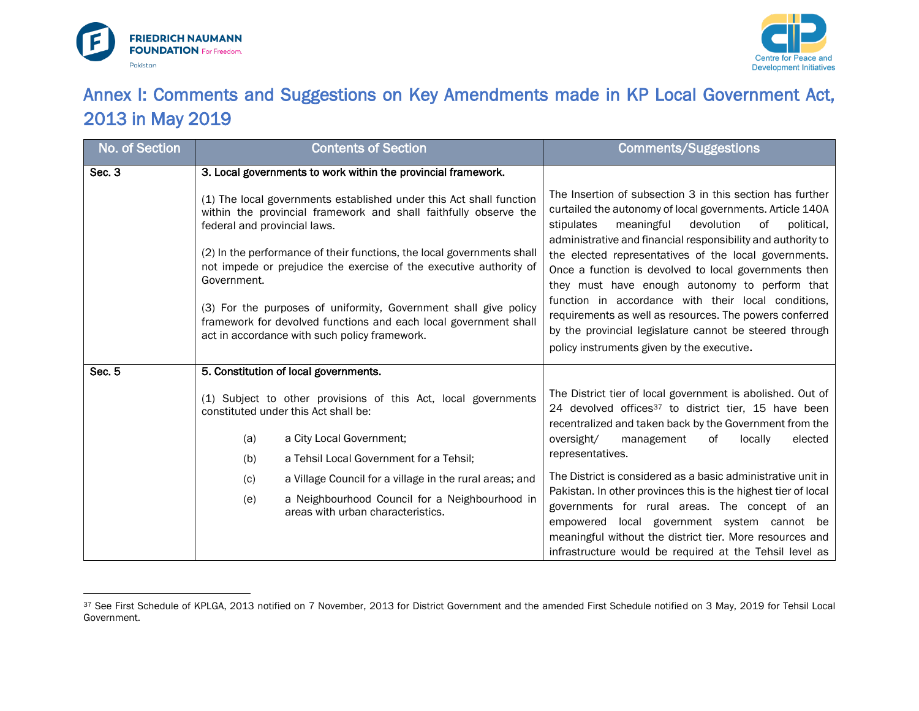# Annex I: Comments and Suggestions on Key Amendments made in KP Local Government Act, 2013 in May 2019

| No. of Section | Contents of Section | Comments/Suggestions |
|---|---|---|
| Sec. 3 | **3. Local governments to work within the provincial framework.**<br><br>(1) The local governments established under this Act shall function within the provincial framework and shall faithfully observe the federal and provincial laws.<br><br>(2) In the performance of their functions, the local governments shall not impede or prejudice the exercise of the executive authority of Government.<br><br>(3) For the purposes of uniformity, Government shall give policy framework for devolved functions and each local government shall act in accordance with such policy framework. | The Insertion of subsection 3 in this section has further curtailed the autonomy of local governments. Article 140A stipulates meaningful devolution of political, administrative and financial responsibility and authority to the elected representatives of the local governments. Once a function is devolved to local governments then they must have enough autonomy to perform that function in accordance with their local conditions, requirements as well as resources. The powers conferred by the provincial legislature cannot be steered through policy instruments given by the executive. |
| Sec. 5 | **5. Constitution of local governments.**<br><br>(1) Subject to other provisions of this Act, local governments constituted under this Act shall be:<br><br>(a) a City Local Government;<br>(b) a Tehsil Local Government for a Tehsil;<br>(c) a Village Council for a village in the rural areas; and<br>(e) a Neighbourhood Council for a Neighbourhood in areas with urban characteristics. | The District tier of local government is abolished. Out of 24 devolved offices[37] to district tier, 15 have been recentralized and taken back by the Government from the oversight/ management of locally elected representatives.<br><br>The District is considered as a basic administrative unit in Pakistan. In other provinces this is the highest tier of local governments for rural areas. The concept of an empowered local government system cannot be meaningful without the district tier. More resources and infrastructure would be required at the Tehsil level as |

[37] See First Schedule of KPLGA, 2013 notified on 7 November, 2013 for District Government and the amended First Schedule notified on 3 May, 2019 for Tehsil Local Government.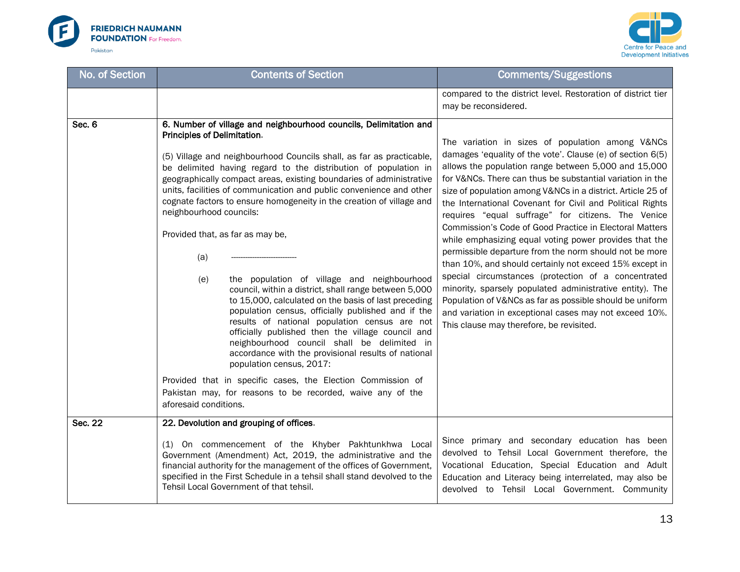| No. of Section | Contents of Section | Comments/Suggestions |
|---|---|---|
| | | compared to the district level. Restoration of district tier may be reconsidered. |
| Sec. 6 | **6. Number of village and neighbourhood councils, Delimitation and Principles of Delimitation.**<br><br>(5) Village and neighbourhood Councils shall, as far as practicable, be delimited having regard to the distribution of population in geographically compact areas, existing boundaries of administrative units, facilities of communication and public convenience and other cognate factors to ensure homogeneity in the creation of village and neighbourhood councils:<br><br>Provided that, as far as may be,<br><br>(a) ---------------------------<br><br>(e) the population of village and neighbourhood council, within a district, shall range between 5,000 to 15,000, calculated on the basis of last preceding population census, officially published and if the results of national population census are not officially published then the village council and neighbourhood council shall be delimited in accordance with the provisional results of national population census, 2017:<br><br>Provided that in specific cases, the Election Commission of Pakistan may, for reasons to be recorded, waive any of the aforesaid conditions. | The variation in sizes of population among V&NCs damages 'equality of the vote'. Clause (e) of section 6(5) allows the population range between 5,000 and 15,000 for V&NCs. There can thus be substantial variation in the size of population among V&NCs in a district. Article 25 of the International Covenant for Civil and Political Rights requires "equal suffrage" for citizens. The Venice Commission's Code of Good Practice in Electoral Matters while emphasizing equal voting power provides that the permissible departure from the norm should not be more than 10%, and should certainly not exceed 15% except in special circumstances (protection of a concentrated minority, sparsely populated administrative entity). The Population of V&NCs as far as possible should be uniform and variation in exceptional cases may not exceed 10%. This clause may therefore, be revisited. |
| Sec. 22 | **22. Devolution and grouping of offices.**<br><br>(1) On commencement of the Khyber Pakhtunkhwa Local Government (Amendment) Act, 2019, the administrative and the financial authority for the management of the offices of Government, specified in the First Schedule in a tehsil shall stand devolved to the Tehsil Local Government of that tehsil. | Since primary and secondary education has been devolved to Tehsil Local Government therefore, the Vocational Education, Special Education and Adult Education and Literacy being interrelated, may also be devolved to Tehsil Local Government. Community |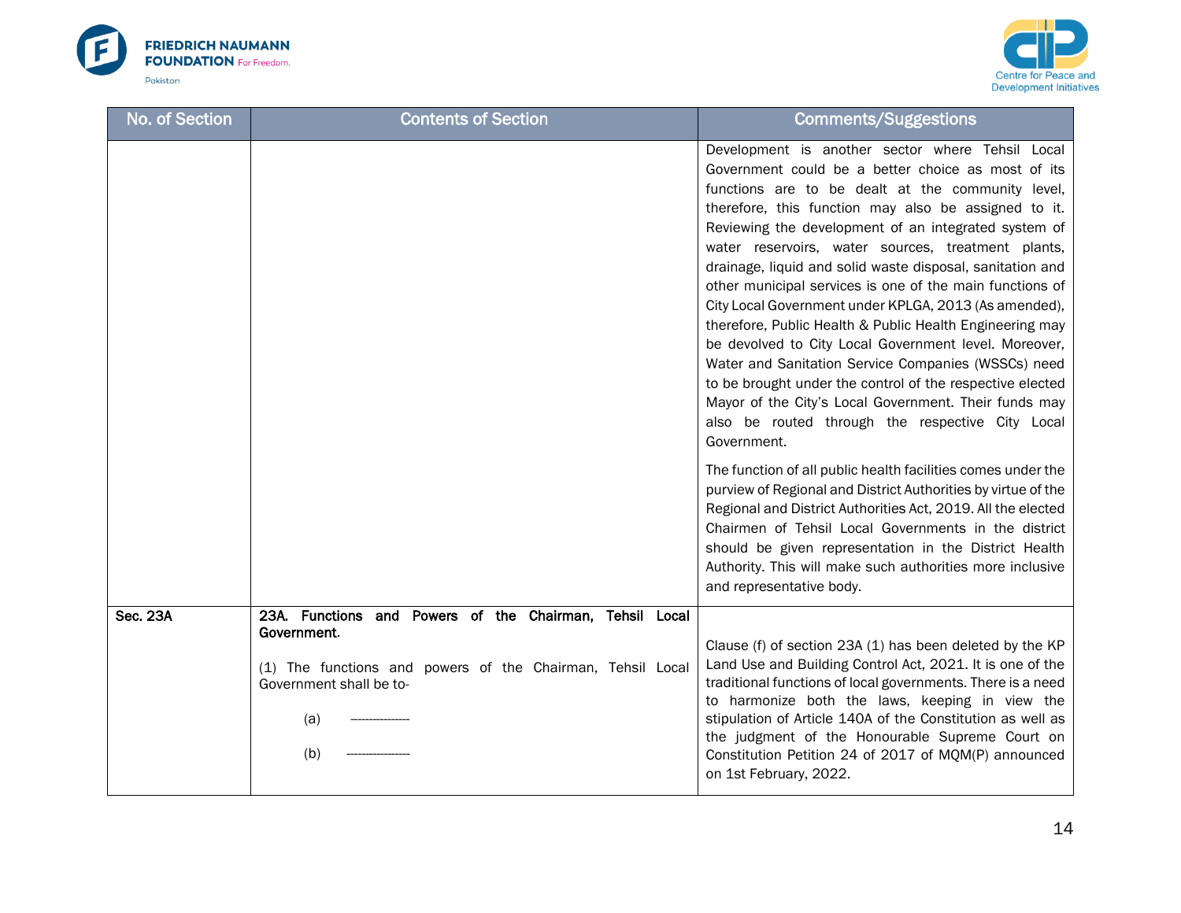| No. of Section | Contents of Section | Comments/Suggestions |
| --- | --- | --- |
| | | Development is another sector where Tehsil Local Government could be a better choice as most of its functions are to be dealt at the community level, therefore, this function may also be assigned to it. Reviewing the development of an integrated system of water reservoirs, water sources, treatment plants, drainage, liquid and solid waste disposal, sanitation and other municipal services is one of the main functions of City Local Government under KPLGA, 2013 (As amended), therefore, Public Health & Public Health Engineering may be devolved to City Local Government level. Moreover, Water and Sanitation Service Companies (WSSCs) need to be brought under the control of the respective elected Mayor of the City's Local Government. Their funds may also be routed through the respective City Local Government.<br><br>The function of all public health facilities comes under the purview of Regional and District Authorities by virtue of the Regional and District Authorities Act, 2019. All the elected Chairmen of Tehsil Local Governments in the district should be given representation in the District Health Authority. This will make such authorities more inclusive and representative body. |
| **Sec. 23A** | **23A. Functions and Powers of the Chairman, Tehsil Local Government.**<br><br>(1) The functions and powers of the Chairman, Tehsil Local Government shall be to-<br><br>(a) ---------------<br><br>(b) ---------------- | Clause (f) of section 23A (1) has been deleted by the KP Land Use and Building Control Act, 2021. It is one of the traditional functions of local governments. There is a need to harmonize both the laws, keeping in view the stipulation of Article 140A of the Constitution as well as the judgment of the Honourable Supreme Court on Constitution Petition 24 of 2017 of MQM(P) announced on 1st February, 2022. |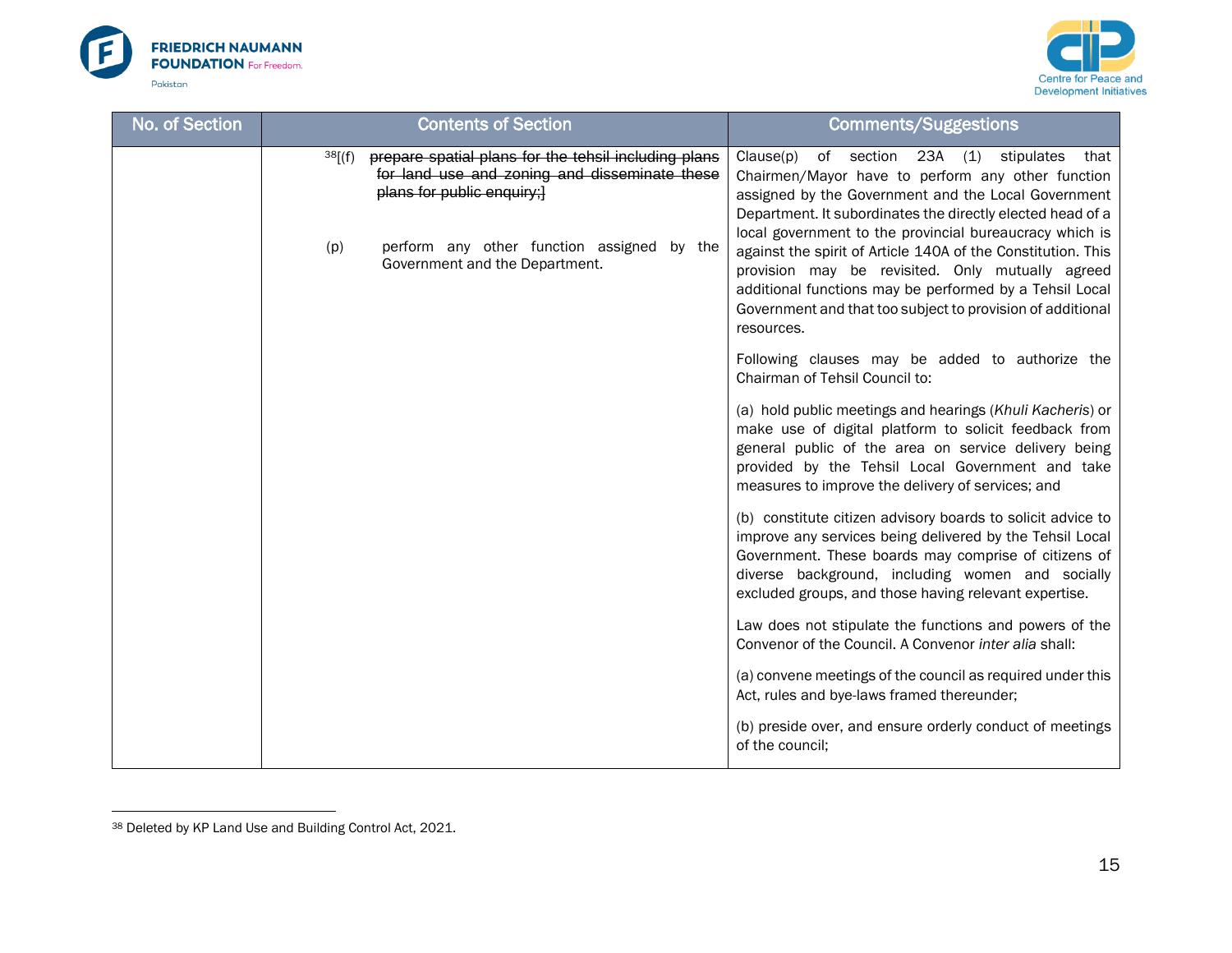| No. of Section | Contents of Section | Comments/Suggestions |
| --- | --- | --- |
| | [38][(f) ~~prepare spatial plans for the tehsil including plans for land use and zoning and disseminate these plans for public enquiry;]~~<br><br>(p) perform any other function assigned by the Government and the Department. | Clause(p) of section 23A (1) stipulates that Chairmen/Mayor have to perform any other function assigned by the Government and the Local Government Department. It subordinates the directly elected head of a local government to the provincial bureaucracy which is against the spirit of Article 140A of the Constitution. This provision may be revisited. Only mutually agreed additional functions may be performed by a Tehsil Local Government and that too subject to provision of additional resources.<br><br>Following clauses may be added to authorize the Chairman of Tehsil Council to:<br><br>(a) hold public meetings and hearings (*Khuli Kacheris*) or make use of digital platform to solicit feedback from general public of the area on service delivery being provided by the Tehsil Local Government and take measures to improve the delivery of services; and<br><br>(b) constitute citizen advisory boards to solicit advice to improve any services being delivered by the Tehsil Local Government. These boards may comprise of citizens of diverse background, including women and socially excluded groups, and those having relevant expertise.<br><br>Law does not stipulate the functions and powers of the Convenor of the Council. A Convenor *inter alia* shall:<br><br>(a) convene meetings of the council as required under this Act, rules and bye-laws framed thereunder;<br><br>(b) preside over, and ensure orderly conduct of meetings of the council; |

[38] Deleted by KP Land Use and Building Control Act, 2021.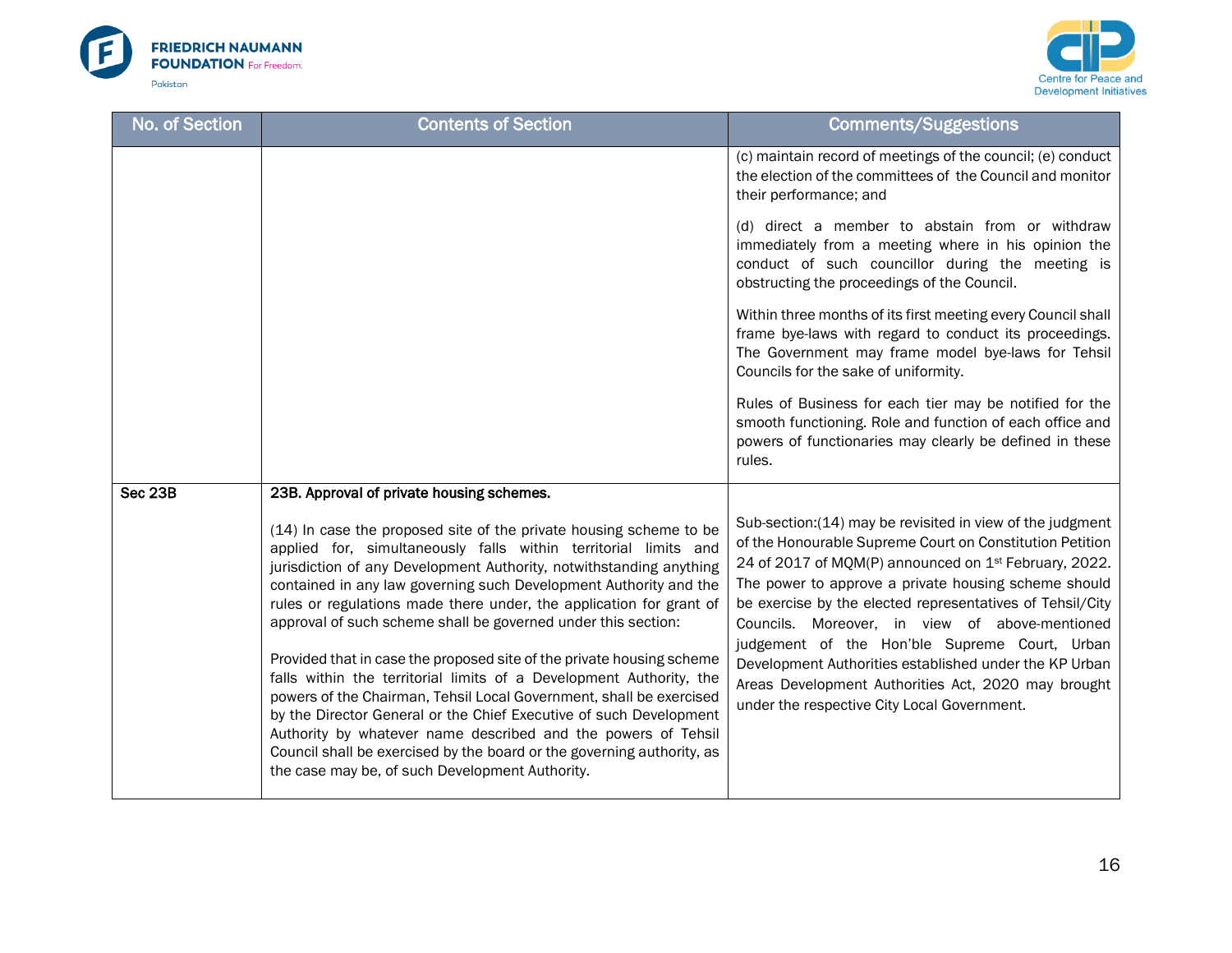| No. of Section | Contents of Section | Comments/Suggestions |
|---|---|---|
| | | (c) maintain record of meetings of the council; (e) conduct the election of the committees of the Council and monitor their performance; and<br><br>(d) direct a member to abstain from or withdraw immediately from a meeting where in his opinion the conduct of such councillor during the meeting is obstructing the proceedings of the Council.<br><br>Within three months of its first meeting every Council shall frame bye-laws with regard to conduct its proceedings. The Government may frame model bye-laws for Tehsil Councils for the sake of uniformity.<br><br>Rules of Business for each tier may be notified for the smooth functioning. Role and function of each office and powers of functionaries may clearly be defined in these rules. |
| **Sec 23B** | **23B. Approval of private housing schemes.**<br><br>(14) In case the proposed site of the private housing scheme to be applied for, simultaneously falls within territorial limits and jurisdiction of any Development Authority, notwithstanding anything contained in any law governing such Development Authority and the rules or regulations made there under, the application for grant of approval of such scheme shall be governed under this section:<br><br>Provided that in case the proposed site of the private housing scheme falls within the territorial limits of a Development Authority, the powers of the Chairman, Tehsil Local Government, shall be exercised by the Director General or the Chief Executive of such Development Authority by whatever name described and the powers of Tehsil Council shall be exercised by the board or the governing authority, as the case may be, of such Development Authority. | Sub-section:(14) may be revisited in view of the judgment of the Honourable Supreme Court on Constitution Petition 24 of 2017 of MQM(P) announced on 1st February, 2022. The power to approve a private housing scheme should be exercise by the elected representatives of Tehsil/City Councils. Moreover, in view of above-mentioned judgement of the Hon'ble Supreme Court, Urban Development Authorities established under the KP Urban Areas Development Authorities Act, 2020 may brought under the respective City Local Government. |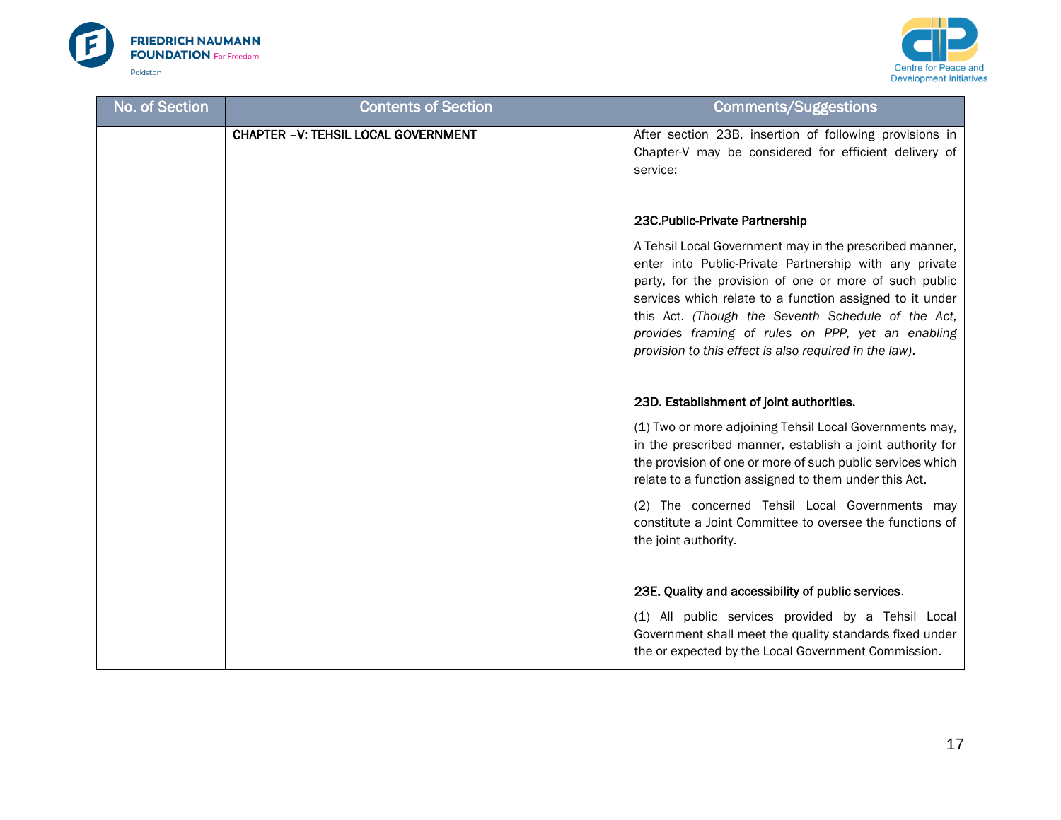| No. of Section | Contents of Section | Comments/Suggestions |
| --- | --- | --- |
| | **CHAPTER –V: TEHSIL LOCAL GOVERNMENT** | After section 23B, insertion of following provisions in Chapter-V may be considered for efficient delivery of service:<br><br>**23C.Public-Private Partnership**<br><br>A Tehsil Local Government may in the prescribed manner, enter into Public-Private Partnership with any private party, for the provision of one or more of such public services which relate to a function assigned to it under this Act. *(Though the Seventh Schedule of the Act, provides framing of rules on PPP, yet an enabling provision to this effect is also required in the law)*.<br><br>**23D. Establishment of joint authorities.**<br><br>(1) Two or more adjoining Tehsil Local Governments may, in the prescribed manner, establish a joint authority for the provision of one or more of such public services which relate to a function assigned to them under this Act.<br><br>(2) The concerned Tehsil Local Governments may constitute a Joint Committee to oversee the functions of the joint authority.<br><br>**23E. Quality and accessibility of public services**.<br><br>(1) All public services provided by a Tehsil Local Government shall meet the quality standards fixed under the or expected by the Local Government Commission. |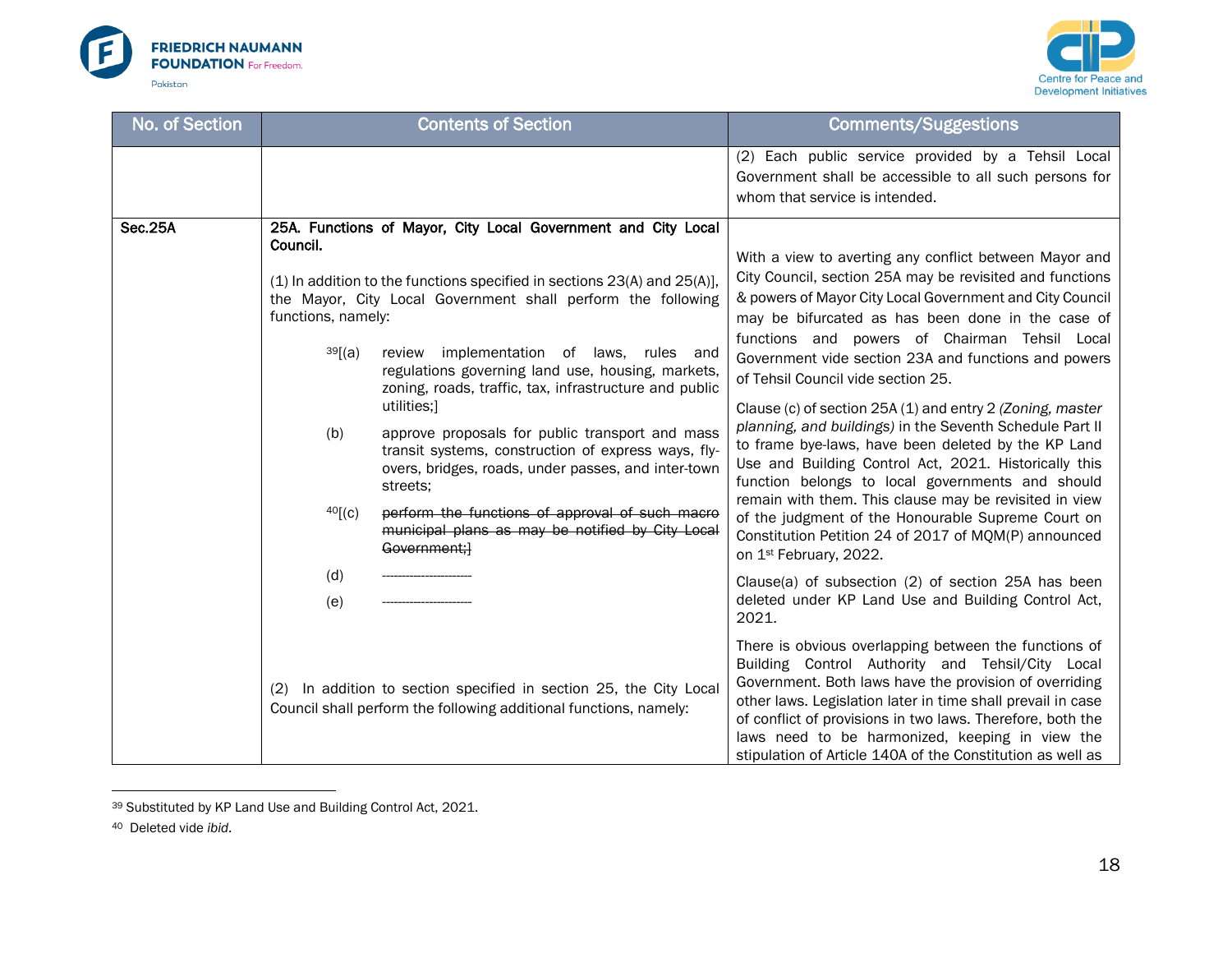| No. of Section | Contents of Section | Comments/Suggestions |
|---|---|---|
| | | (2) Each public service provided by a Tehsil Local Government shall be accessible to all such persons for whom that service is intended. |
| **Sec.25A** | **25A. Functions of Mayor, City Local Government and City Local Council.**<br><br>(1) In addition to the functions specified in sections 23(A) and 25(A)], the Mayor, City Local Government shall perform the following functions, namely:<br><br>[39][(a) review implementation of laws, rules and regulations governing land use, housing, markets, zoning, roads, traffic, tax, infrastructure and public utilities;]<br><br>(b) approve proposals for public transport and mass transit systems, construction of express ways, fly-overs, bridges, roads, under passes, and inter-town streets;<br><br>[40][(c) ~~perform the functions of approval of such macro municipal plans as may be notified by City Local Government;~~]<br><br>(d) ----------------------<br><br>(e) ----------------------<br><br>(2) In addition to section specified in section 25, the City Local Council shall perform the following additional functions, namely: | With a view to averting any conflict between Mayor and City Council, section 25A may be revisited and functions & powers of Mayor City Local Government and City Council may be bifurcated as has been done in the case of functions and powers of Chairman Tehsil Local Government vide section 23A and functions and powers of Tehsil Council vide section 25.<br><br>Clause (c) of section 25A (1) and entry 2 *(Zoning, master planning, and buildings)* in the Seventh Schedule Part II to frame bye-laws, have been deleted by the KP Land Use and Building Control Act, 2021. Historically this function belongs to local governments and should remain with them. This clause may be revisited in view of the judgment of the Honourable Supreme Court on Constitution Petition 24 of 2017 of MQM(P) announced on 1st February, 2022.<br><br>Clause(a) of subsection (2) of section 25A has been deleted under KP Land Use and Building Control Act, 2021.<br><br>There is obvious overlapping between the functions of Building Control Authority and Tehsil/City Local Government. Both laws have the provision of overriding other laws. Legislation later in time shall prevail in case of conflict of provisions in two laws. Therefore, both the laws need to be harmonized, keeping in view the stipulation of Article 140A of the Constitution as well as |

[39] Substituted by KP Land Use and Building Control Act, 2021.

[40] Deleted vide *ibid.*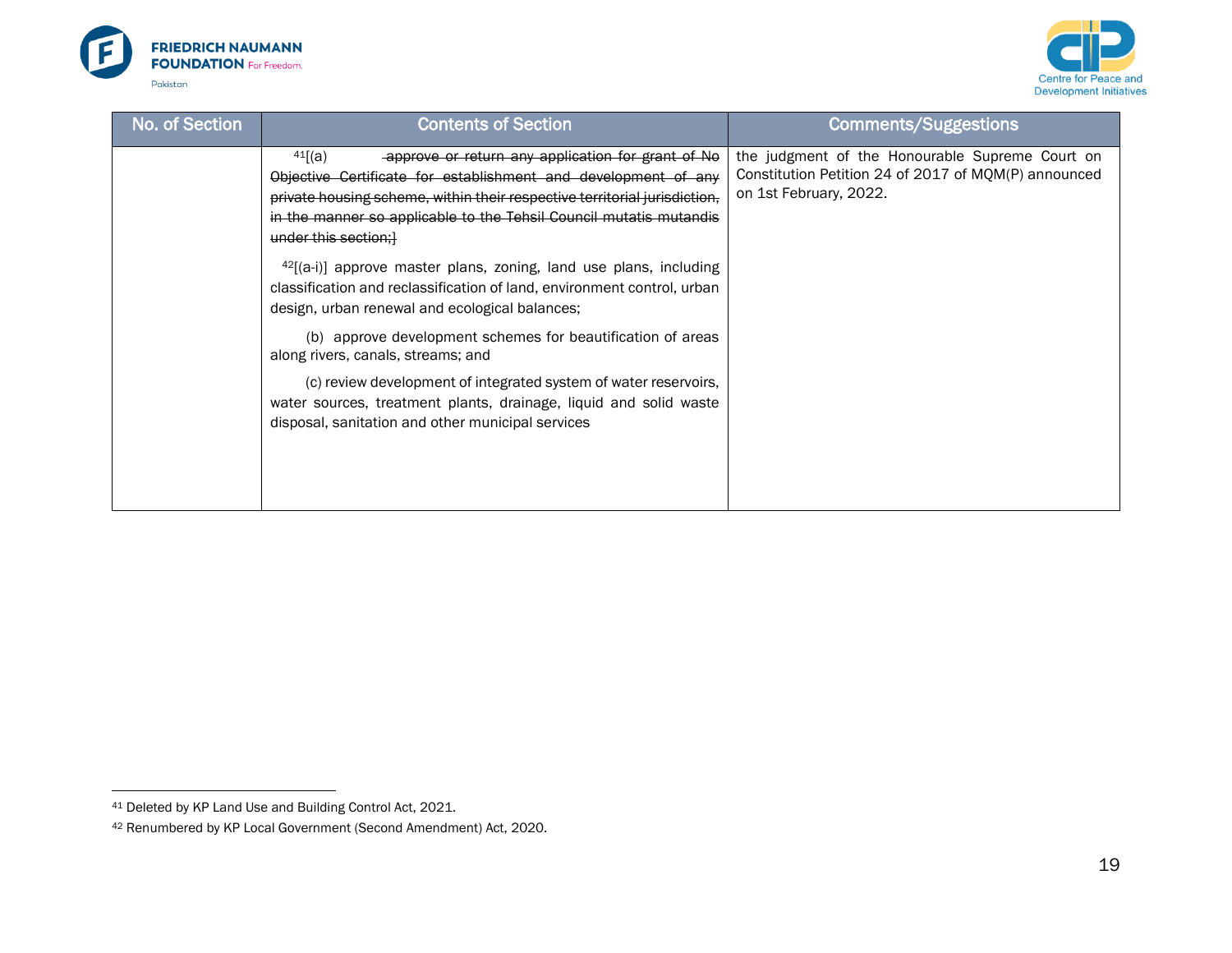| No. of Section | Contents of Section | Comments/Suggestions |
|---|---|---|
| | [41][(a) ~~approve or return any application for grant of No Objective Certificate for establishment and development of any private housing scheme, within their respective territorial jurisdiction, in the manner so applicable to the Tehsil Council mutatis mutandis under this section;]~~<br><br>[42][(a-i)] approve master plans, zoning, land use plans, including classification and reclassification of land, environment control, urban design, urban renewal and ecological balances;<br><br>(b) approve development schemes for beautification of areas along rivers, canals, streams; and<br><br>(c) review development of integrated system of water reservoirs, water sources, treatment plants, drainage, liquid and solid waste disposal, sanitation and other municipal services | the judgment of the Honourable Supreme Court on Constitution Petition 24 of 2017 of MQM(P) announced on 1st February, 2022. |

[41] Deleted by KP Land Use and Building Control Act, 2021.

[42] Renumbered by KP Local Government (Second Amendment) Act, 2020.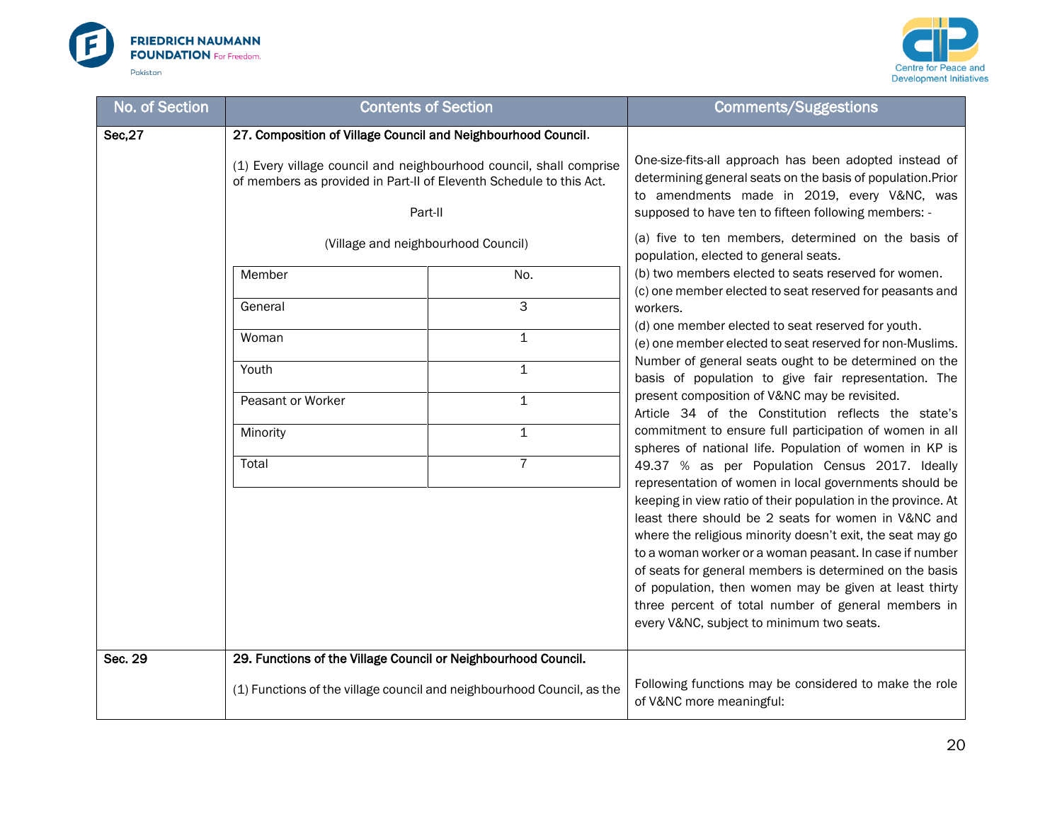| No. of Section | Contents of Section | Comments/Suggestions |
|---|---|---|
| Sec,27 | **27. Composition of Village Council and Neighbourhood Council**.<br><br>(1) Every village council and neighbourhood council, shall comprise of members as provided in Part-II of Eleventh Schedule to this Act.<br><br>Part-II<br><br>(Village and neighbourhood Council)<br><br>Member: No.<br>General: 3<br>Woman: 1<br>Youth: 1<br>Peasant or Worker: 1<br>Minority: 1<br>Total: 7 | One-size-fits-all approach has been adopted instead of determining general seats on the basis of population.Prior to amendments made in 2019, every V&NC, was supposed to have ten to fifteen following members: -<br><br>(a) five to ten members, determined on the basis of population, elected to general seats.<br>(b) two members elected to seats reserved for women.<br>(c) one member elected to seat reserved for peasants and workers.<br>(d) one member elected to seat reserved for youth.<br>(e) one member elected to seat reserved for non-Muslims.<br>Number of general seats ought to be determined on the basis of population to give fair representation. The present composition of V&NC may be revisited.<br>Article 34 of the Constitution reflects the state's commitment to ensure full participation of women in all spheres of national life. Population of women in KP is 49.37 % as per Population Census 2017. Ideally representation of women in local governments should be keeping in view ratio of their population in the province. At least there should be 2 seats for women in V&NC and where the religious minority doesn't exit, the seat may go to a woman worker or a woman peasant. In case if number of seats for general members is determined on the basis of population, then women may be given at least thirty three percent of total number of general members in every V&NC, subject to minimum two seats. |
| Sec. 29 | **29. Functions of the Village Council or Neighbourhood Council.**<br><br>(1) Functions of the village council and neighbourhood Council, as the | Following functions may be considered to make the role of V&NC more meaningful: |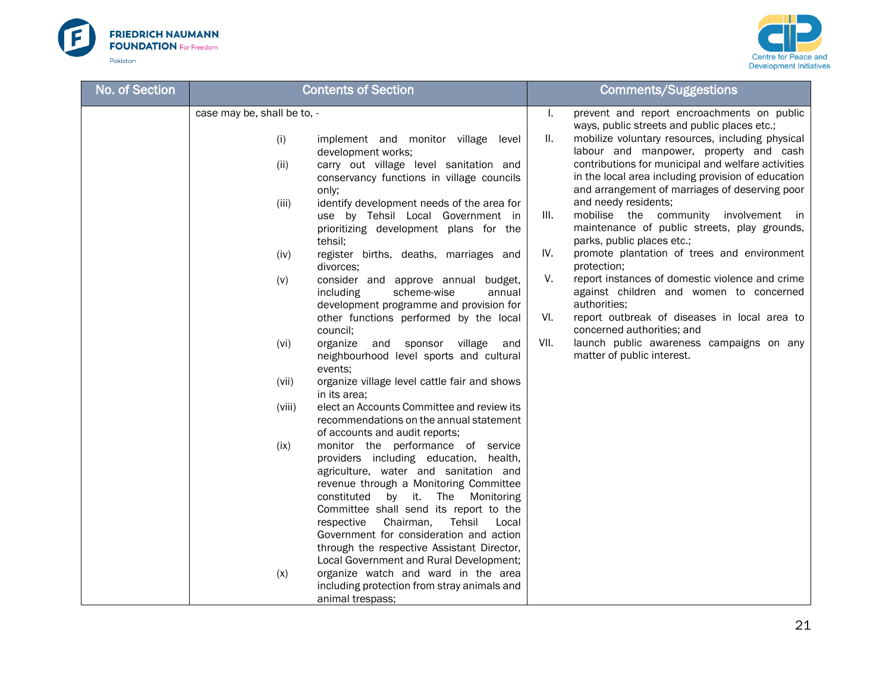| No. of Section | Contents of Section | Comments/Suggestions |
|---|---|---|
| | case may be, shall be to, -<br><br>(i) implement and monitor village level development works;<br>(ii) carry out village level sanitation and conservancy functions in village councils only;<br>(iii) identify development needs of the area for use by Tehsil Local Government in prioritizing development plans for the tehsil;<br>(iv) register births, deaths, marriages and divorces;<br>(v) consider and approve annual budget, including scheme-wise annual development programme and provision for other functions performed by the local council;<br>(vi) organize and sponsor village and neighbourhood level sports and cultural events;<br>(vii) organize village level cattle fair and shows in its area;<br>(viii) elect an Accounts Committee and review its recommendations on the annual statement of accounts and audit reports;<br>(ix) monitor the performance of service providers including education, health, agriculture, water and sanitation and revenue through a Monitoring Committee constituted by it. The Monitoring Committee shall send its report to the respective Chairman, Tehsil Local Government for consideration and action through the respective Assistant Director, Local Government and Rural Development;<br>(x) organize watch and ward in the area including protection from stray animals and animal trespass; | I. prevent and report encroachments on public ways, public streets and public places etc.;<br>II. mobilize voluntary resources, including physical labour and manpower, property and cash contributions for municipal and welfare activities in the local area including provision of education and arrangement of marriages of deserving poor and needy residents;<br>III. mobilise the community involvement in maintenance of public streets, play grounds, parks, public places etc.;<br>IV. promote plantation of trees and environment protection;<br>V. report instances of domestic violence and crime against children and women to concerned authorities;<br>VI. report outbreak of diseases in local area to concerned authorities; and<br>VII. launch public awareness campaigns on any matter of public interest. |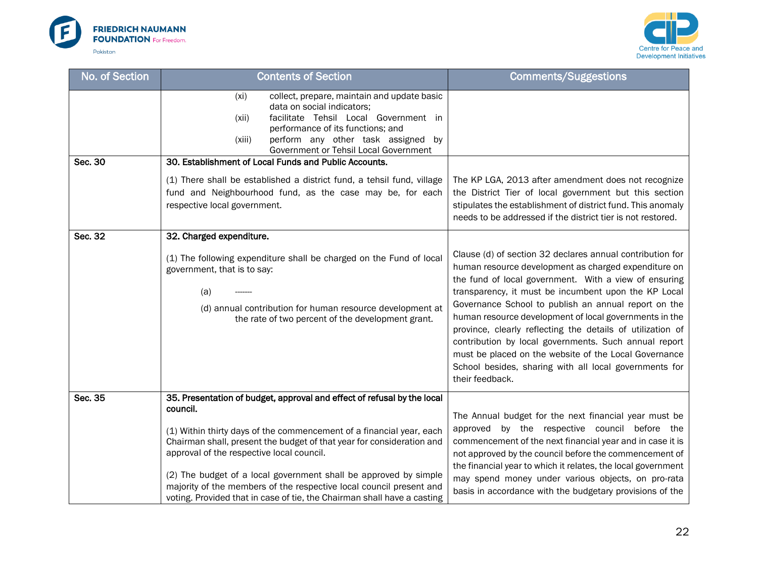| No. of Section | Contents of Section | Comments/Suggestions |
|---|---|---|
| | (xi) collect, prepare, maintain and update basic data on social indicators;<br>(xii) facilitate Tehsil Local Government in performance of its functions; and<br>(xiii) perform any other task assigned by Government or Tehsil Local Government | |
| **Sec. 30** | **30. Establishment of Local Funds and Public Accounts.**<br><br>(1) There shall be established a district fund, a tehsil fund, village fund and Neighbourhood fund, as the case may be, for each respective local government. | The KP LGA, 2013 after amendment does not recognize the District Tier of local government but this section stipulates the establishment of district fund. This anomaly needs to be addressed if the district tier is not restored. |
| **Sec. 32** | **32. Charged expenditure.**<br><br>(1) The following expenditure shall be charged on the Fund of local government, that is to say:<br><br>(a) -------<br><br>(d) annual contribution for human resource development at the rate of two percent of the development grant. | Clause (d) of section 32 declares annual contribution for human resource development as charged expenditure on the fund of local government. With a view of ensuring transparency, it must be incumbent upon the KP Local Governance School to publish an annual report on the human resource development of local governments in the province, clearly reflecting the details of utilization of contribution by local governments. Such annual report must be placed on the website of the Local Governance School besides, sharing with all local governments for their feedback. |
| **Sec. 35** | **35. Presentation of budget, approval and effect of refusal by the local council.**<br><br>(1) Within thirty days of the commencement of a financial year, each Chairman shall, present the budget of that year for consideration and approval of the respective local council.<br><br>(2) The budget of a local government shall be approved by simple majority of the members of the respective local council present and voting. Provided that in case of tie, the Chairman shall have a casting | The Annual budget for the next financial year must be approved by the respective council before the commencement of the next financial year and in case it is not approved by the council before the commencement of the financial year to which it relates, the local government may spend money under various objects, on pro-rata basis in accordance with the budgetary provisions of the |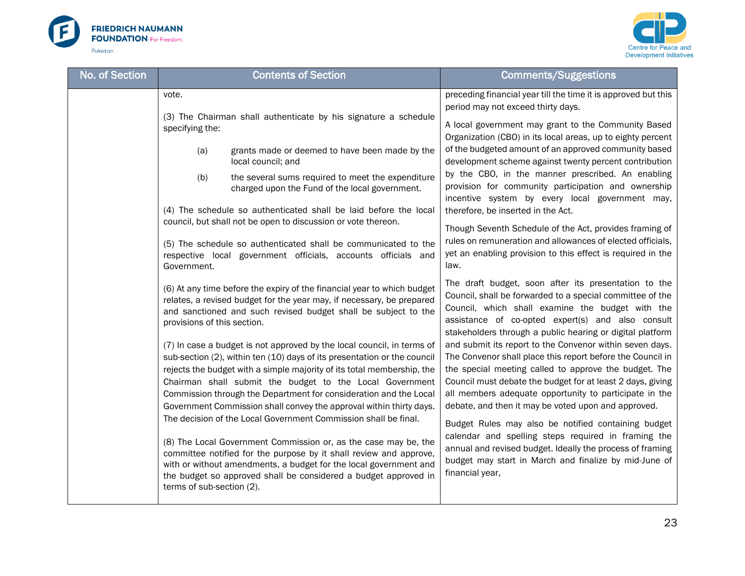| No. of Section | Contents of Section | Comments/Suggestions |
|---|---|---|
| | vote.<br><br>(3) The Chairman shall authenticate by his signature a schedule specifying the:<br><br>(a) grants made or deemed to have been made by the local council; and<br><br>(b) the several sums required to meet the expenditure charged upon the Fund of the local government.<br><br>(4) The schedule so authenticated shall be laid before the local council, but shall not be open to discussion or vote thereon.<br><br>(5) The schedule so authenticated shall be communicated to the respective local government officials, accounts officials and Government.<br><br>(6) At any time before the expiry of the financial year to which budget relates, a revised budget for the year may, if necessary, be prepared and sanctioned and such revised budget shall be subject to the provisions of this section.<br><br>(7) In case a budget is not approved by the local council, in terms of sub-section (2), within ten (10) days of its presentation or the council rejects the budget with a simple majority of its total membership, the Chairman shall submit the budget to the Local Government Commission through the Department for consideration and the Local Government Commission shall convey the approval within thirty days. The decision of the Local Government Commission shall be final.<br><br>(8) The Local Government Commission or, as the case may be, the committee notified for the purpose by it shall review and approve, with or without amendments, a budget for the local government and the budget so approved shall be considered a budget approved in terms of sub-section (2). | preceding financial year till the time it is approved but this period may not exceed thirty days.<br><br>A local government may grant to the Community Based Organization (CBO) in its local areas, up to eighty percent of the budgeted amount of an approved community based development scheme against twenty percent contribution by the CBO, in the manner prescribed. An enabling provision for community participation and ownership incentive system by every local government may, therefore, be inserted in the Act.<br><br>Though Seventh Schedule of the Act, provides framing of rules on remuneration and allowances of elected officials, yet an enabling provision to this effect is required in the law.<br><br>The draft budget, soon after its presentation to the Council, shall be forwarded to a special committee of the Council, which shall examine the budget with the assistance of co-opted expert(s) and also consult stakeholders through a public hearing or digital platform and submit its report to the Convenor within seven days. The Convenor shall place this report before the Council in the special meeting called to approve the budget. The Council must debate the budget for at least 2 days, giving all members adequate opportunity to participate in the debate, and then it may be voted upon and approved.<br><br>Budget Rules may also be notified containing budget calendar and spelling steps required in framing the annual and revised budget. Ideally the process of framing budget may start in March and finalize by mid-June of financial year, |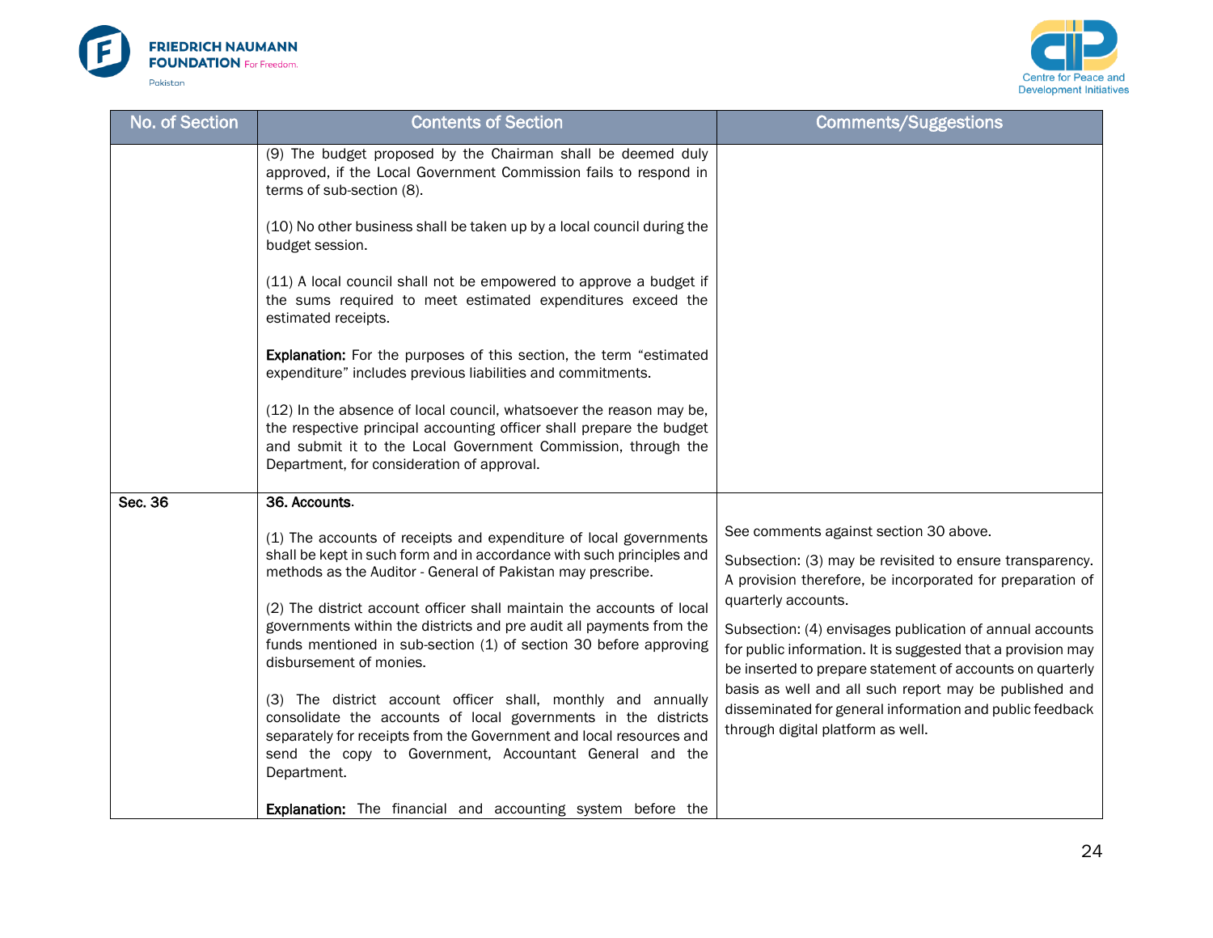| No. of Section | Contents of Section | Comments/Suggestions |
|---|---|---|
| | (9) The budget proposed by the Chairman shall be deemed duly approved, if the Local Government Commission fails to respond in terms of sub-section (8).<br><br>(10) No other business shall be taken up by a local council during the budget session.<br><br>(11) A local council shall not be empowered to approve a budget if the sums required to meet estimated expenditures exceed the estimated receipts.<br><br>**Explanation:** For the purposes of this section, the term "estimated expenditure" includes previous liabilities and commitments.<br><br>(12) In the absence of local council, whatsoever the reason may be, the respective principal accounting officer shall prepare the budget and submit it to the Local Government Commission, through the Department, for consideration of approval. | |
| **Sec. 36** | **36. Accounts.**<br><br>(1) The accounts of receipts and expenditure of local governments shall be kept in such form and in accordance with such principles and methods as the Auditor - General of Pakistan may prescribe.<br><br>(2) The district account officer shall maintain the accounts of local governments within the districts and pre audit all payments from the funds mentioned in sub-section (1) of section 30 before approving disbursement of monies.<br><br>(3) The district account officer shall, monthly and annually consolidate the accounts of local governments in the districts separately for receipts from the Government and local resources and send the copy to Government, Accountant General and the Department.<br><br>**Explanation:** The financial and accounting system before the | See comments against section 30 above.<br><br>Subsection: (3) may be revisited to ensure transparency. A provision therefore, be incorporated for preparation of quarterly accounts.<br><br>Subsection: (4) envisages publication of annual accounts for public information. It is suggested that a provision may be inserted to prepare statement of accounts on quarterly basis as well and all such report may be published and disseminated for general information and public feedback through digital platform as well. |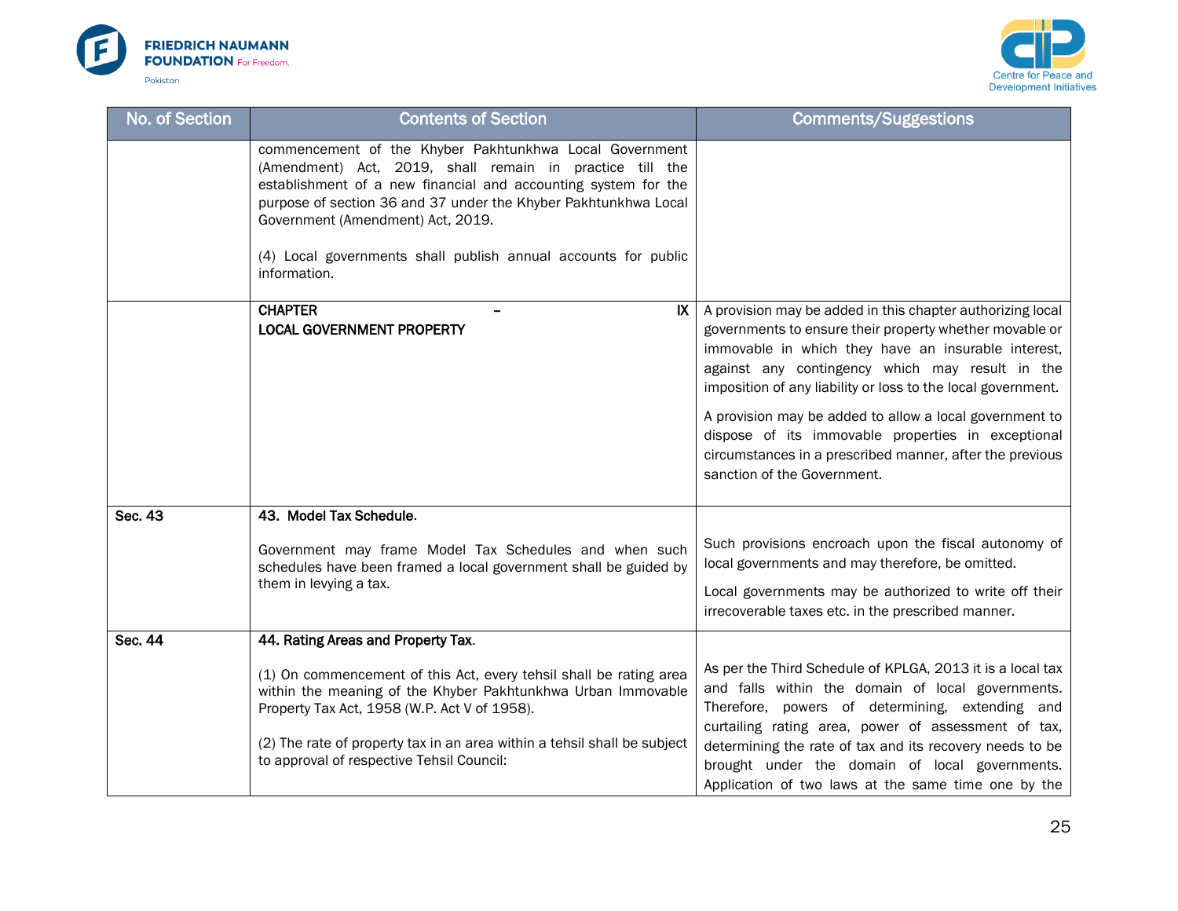| No. of Section | Contents of Section | Comments/Suggestions |
| --- | --- | --- |
| | commencement of the Khyber Pakhtunkhwa Local Government (Amendment) Act, 2019, shall remain in practice till the establishment of a new financial and accounting system for the purpose of section 36 and 37 under the Khyber Pakhtunkhwa Local Government (Amendment) Act, 2019.<br><br>(4) Local governments shall publish annual accounts for public information. | |
| | **CHAPTER – IX**<br>**LOCAL GOVERNMENT PROPERTY** | A provision may be added in this chapter authorizing local governments to ensure their property whether movable or immovable in which they have an insurable interest, against any contingency which may result in the imposition of any liability or loss to the local government.<br><br>A provision may be added to allow a local government to dispose of its immovable properties in exceptional circumstances in a prescribed manner, after the previous sanction of the Government. |
| **Sec. 43** | **43. Model Tax Schedule.**<br><br>Government may frame Model Tax Schedules and when such schedules have been framed a local government shall be guided by them in levying a tax. | Such provisions encroach upon the fiscal autonomy of local governments and may therefore, be omitted.<br><br>Local governments may be authorized to write off their irrecoverable taxes etc. in the prescribed manner. |
| **Sec. 44** | **44. Rating Areas and Property Tax.**<br><br>(1) On commencement of this Act, every tehsil shall be rating area within the meaning of the Khyber Pakhtunkhwa Urban Immovable Property Tax Act, 1958 (W.P. Act V of 1958).<br><br>(2) The rate of property tax in an area within a tehsil shall be subject to approval of respective Tehsil Council: | As per the Third Schedule of KPLGA, 2013 it is a local tax and falls within the domain of local governments. Therefore, powers of determining, extending and curtailing rating area, power of assessment of tax, determining the rate of tax and its recovery needs to be brought under the domain of local governments. Application of two laws at the same time one by the |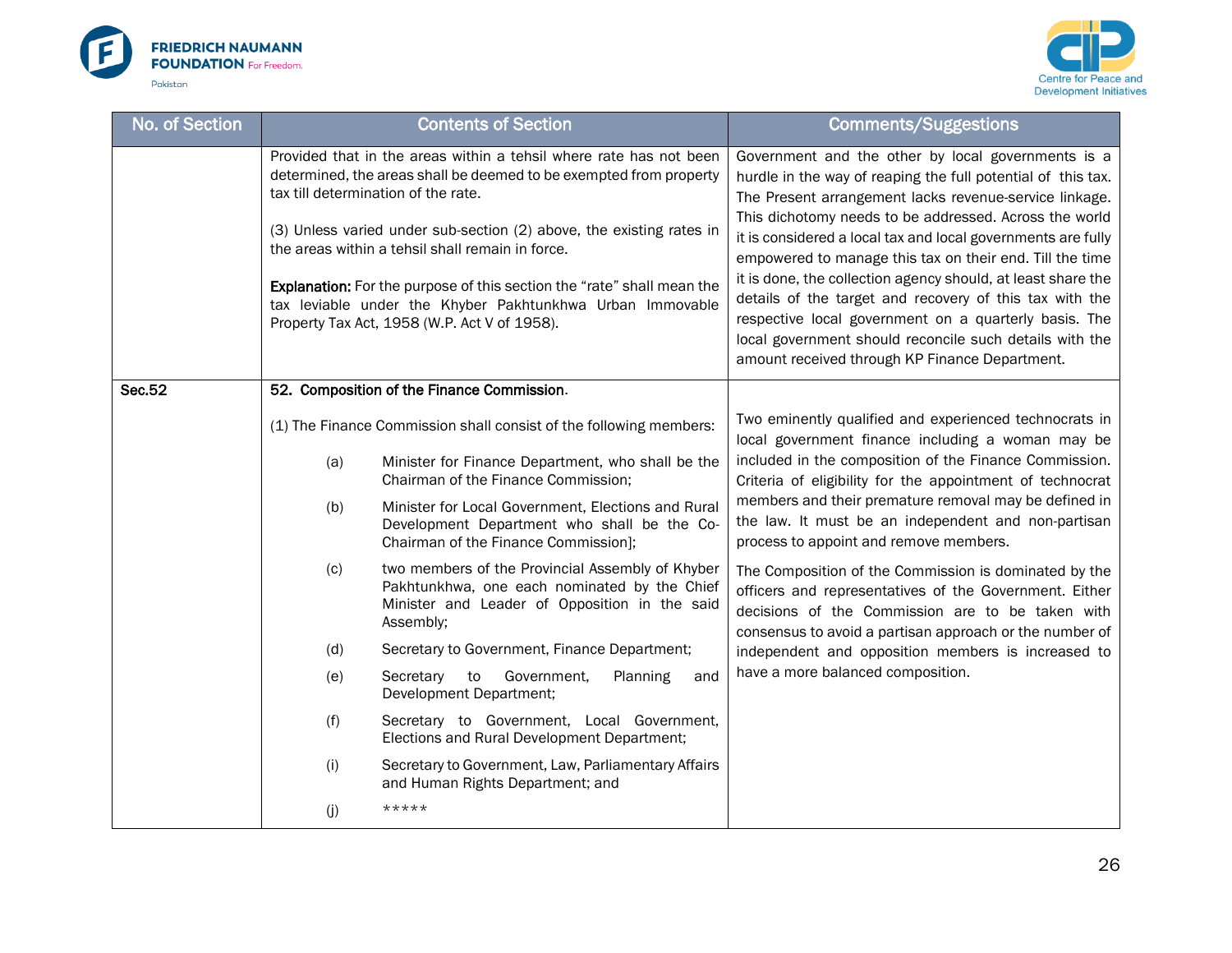| No. of Section | Contents of Section | Comments/Suggestions |
|---|---|---|
| | Provided that in the areas within a tehsil where rate has not been determined, the areas shall be deemed to be exempted from property tax till determination of the rate.<br><br>(3) Unless varied under sub-section (2) above, the existing rates in the areas within a tehsil shall remain in force.<br><br>**Explanation:** For the purpose of this section the "rate" shall mean the tax leviable under the Khyber Pakhtunkhwa Urban Immovable Property Tax Act, 1958 (W.P. Act V of 1958). | Government and the other by local governments is a hurdle in the way of reaping the full potential of this tax. The Present arrangement lacks revenue-service linkage. This dichotomy needs to be addressed. Across the world it is considered a local tax and local governments are fully empowered to manage this tax on their end. Till the time it is done, the collection agency should, at least share the details of the target and recovery of this tax with the respective local government on a quarterly basis. The local government should reconcile such details with the amount received through KP Finance Department. |
| **Sec.52** | **52. Composition of the Finance Commission.**<br><br>(1) The Finance Commission shall consist of the following members:<br><br>(a) Minister for Finance Department, who shall be the Chairman of the Finance Commission;<br><br>(b) Minister for Local Government, Elections and Rural Development Department who shall be the Co-Chairman of the Finance Commission];<br><br>(c) two members of the Provincial Assembly of Khyber Pakhtunkhwa, one each nominated by the Chief Minister and Leader of Opposition in the said Assembly;<br><br>(d) Secretary to Government, Finance Department;<br><br>(e) Secretary to Government, Planning and Development Department;<br><br>(f) Secretary to Government, Local Government, Elections and Rural Development Department;<br><br>(i) Secretary to Government, Law, Parliamentary Affairs and Human Rights Department; and<br><br>(j) ***** | Two eminently qualified and experienced technocrats in local government finance including a woman may be included in the composition of the Finance Commission. Criteria of eligibility for the appointment of technocrat members and their premature removal may be defined in the law. It must be an independent and non-partisan process to appoint and remove members.<br><br>The Composition of the Commission is dominated by the officers and representatives of the Government. Either decisions of the Commission are to be taken with consensus to avoid a partisan approach or the number of independent and opposition members is increased to have a more balanced composition. |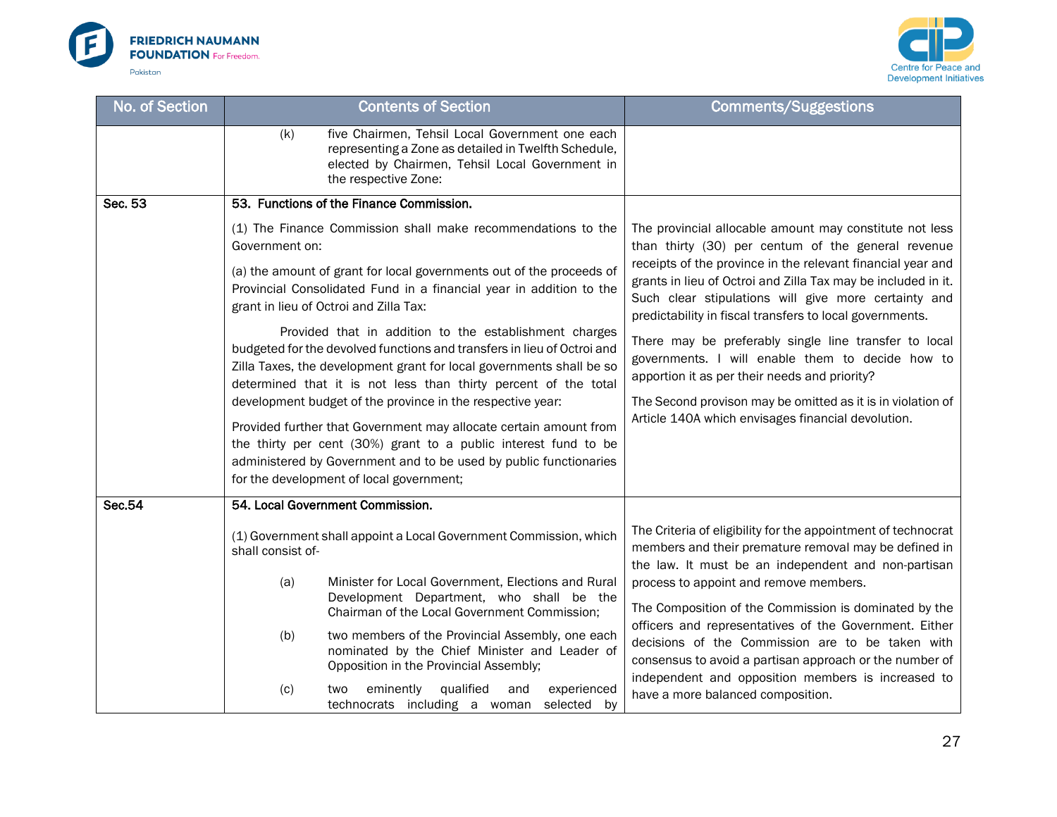| No. of Section | Contents of Section | Comments/Suggestions |
|---|---|---|
| | (k) five Chairmen, Tehsil Local Government one each representing a Zone as detailed in Twelfth Schedule, elected by Chairmen, Tehsil Local Government in the respective Zone: | |
| Sec. 53 | **53. Functions of the Finance Commission.**<br><br>(1) The Finance Commission shall make recommendations to the Government on:<br><br>(a) the amount of grant for local governments out of the proceeds of Provincial Consolidated Fund in a financial year in addition to the grant in lieu of Octroi and Zilla Tax:<br><br>Provided that in addition to the establishment charges budgeted for the devolved functions and transfers in lieu of Octroi and Zilla Taxes, the development grant for local governments shall be so determined that it is not less than thirty percent of the total development budget of the province in the respective year:<br><br>Provided further that Government may allocate certain amount from the thirty per cent (30%) grant to a public interest fund to be administered by Government and to be used by public functionaries for the development of local government; | The provincial allocable amount may constitute not less than thirty (30) per centum of the general revenue receipts of the province in the relevant financial year and grants in lieu of Octroi and Zilla Tax may be included in it. Such clear stipulations will give more certainty and predictability in fiscal transfers to local governments.<br><br>There may be preferably single line transfer to local governments. I will enable them to decide how to apportion it as per their needs and priority?<br><br>The Second provison may be omitted as it is in violation of Article 140A which envisages financial devolution. |
| Sec.54 | **54. Local Government Commission.**<br><br>(1) Government shall appoint a Local Government Commission, which shall consist of-<br><br>(a) Minister for Local Government, Elections and Rural Development Department, who shall be the Chairman of the Local Government Commission;<br><br>(b) two members of the Provincial Assembly, one each nominated by the Chief Minister and Leader of Opposition in the Provincial Assembly;<br><br>(c) two eminently qualified and experienced technocrats including a woman selected by | The Criteria of eligibility for the appointment of technocrat members and their premature removal may be defined in the law. It must be an independent and non-partisan process to appoint and remove members.<br><br>The Composition of the Commission is dominated by the officers and representatives of the Government. Either decisions of the Commission are to be taken with consensus to avoid a partisan approach or the number of independent and opposition members is increased to have a more balanced composition. |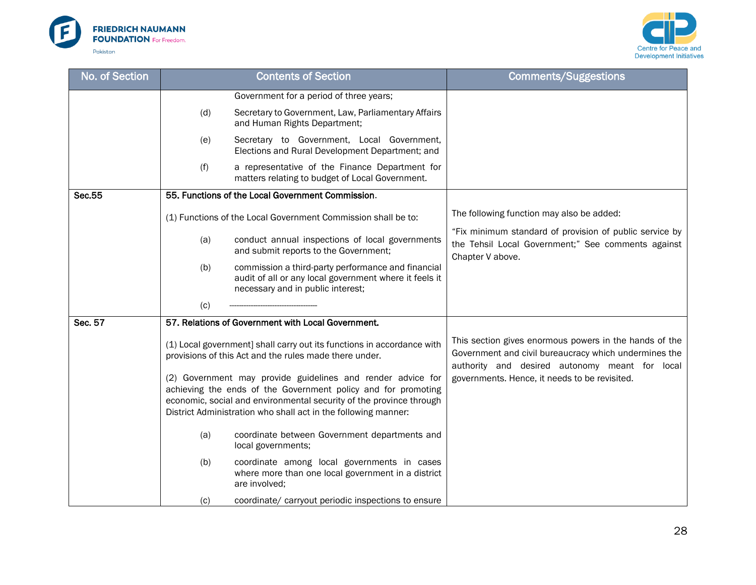| No. of Section | Contents of Section | Comments/Suggestions |
|---|---|---|
| | Government for a period of three years;<br>(d) Secretary to Government, Law, Parliamentary Affairs and Human Rights Department;<br>(e) Secretary to Government, Local Government, Elections and Rural Development Department; and<br>(f) a representative of the Finance Department for matters relating to budget of Local Government. | |
| Sec.55 | **55. Functions of the Local Government Commission**.<br>(1) Functions of the Local Government Commission shall be to:<br>(a) conduct annual inspections of local governments and submit reports to the Government;<br>(b) commission a third-party performance and financial audit of all or any local government where it feels it necessary and in public interest;<br>(c) ------------------------------------ | The following function may also be added:<br>"Fix minimum standard of provision of public service by the Tehsil Local Government;" See comments against Chapter V above. |
| Sec. 57 | **57. Relations of Government with Local Government.**<br>(1) Local government] shall carry out its functions in accordance with provisions of this Act and the rules made there under.<br>(2) Government may provide guidelines and render advice for achieving the ends of the Government policy and for promoting economic, social and environmental security of the province through District Administration who shall act in the following manner:<br>(a) coordinate between Government departments and local governments;<br>(b) coordinate among local governments in cases where more than one local government in a district are involved;<br>(c) coordinate/ carryout periodic inspections to ensure | This section gives enormous powers in the hands of the Government and civil bureaucracy which undermines the authority and desired autonomy meant for local governments. Hence, it needs to be revisited. |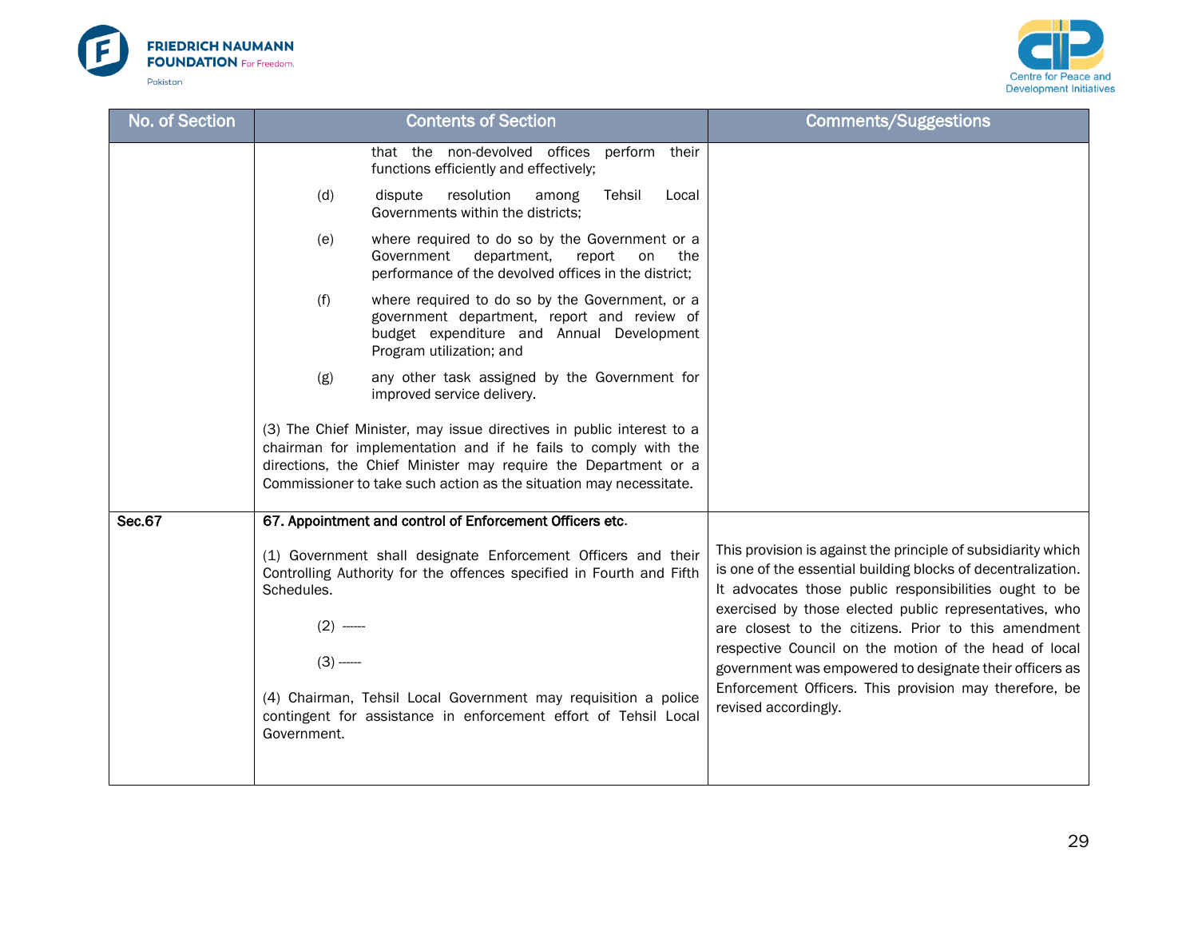| No. of Section | Contents of Section | Comments/Suggestions |
| --- | --- | --- |
| | that the non-devolved offices perform their functions efficiently and effectively;<br><br>(d) dispute resolution among Tehsil Local Governments within the districts;<br><br>(e) where required to do so by the Government or a Government department, report on the performance of the devolved offices in the district;<br><br>(f) where required to do so by the Government, or a government department, report and review of budget expenditure and Annual Development Program utilization; and<br><br>(g) any other task assigned by the Government for improved service delivery.<br><br>(3) The Chief Minister, may issue directives in public interest to a chairman for implementation and if he fails to comply with the directions, the Chief Minister may require the Department or a Commissioner to take such action as the situation may necessitate. | |
| **Sec.67** | **67. Appointment and control of Enforcement Officers etc**.<br><br>(1) Government shall designate Enforcement Officers and their Controlling Authority for the offences specified in Fourth and Fifth Schedules.<br><br>(2) ------<br><br>(3) ------<br><br>(4) Chairman, Tehsil Local Government may requisition a police contingent for assistance in enforcement effort of Tehsil Local Government. | This provision is against the principle of subsidiarity which is one of the essential building blocks of decentralization. It advocates those public responsibilities ought to be exercised by those elected public representatives, who are closest to the citizens. Prior to this amendment respective Council on the motion of the head of local government was empowered to designate their officers as Enforcement Officers. This provision may therefore, be revised accordingly. |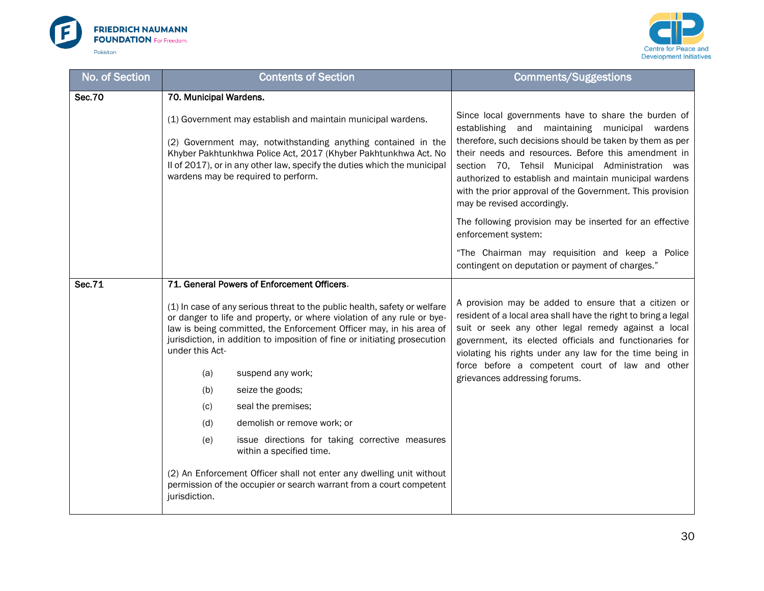| No. of Section | Contents of Section | Comments/Suggestions |
|---|---|---|
| Sec.70 | **70. Municipal Wardens.**<br><br>(1) Government may establish and maintain municipal wardens.<br><br>(2) Government may, notwithstanding anything contained in the Khyber Pakhtunkhwa Police Act, 2017 (Khyber Pakhtunkhwa Act. No II of 2017), or in any other law, specify the duties which the municipal wardens may be required to perform. | Since local governments have to share the burden of establishing and maintaining municipal wardens therefore, such decisions should be taken by them as per their needs and resources. Before this amendment in section 70, Tehsil Municipal Administration was authorized to establish and maintain municipal wardens with the prior approval of the Government. This provision may be revised accordingly.<br><br>The following provision may be inserted for an effective enforcement system:<br><br>"The Chairman may requisition and keep a Police contingent on deputation or payment of charges." |
| Sec.71 | **71. General Powers of Enforcement Officers**.<br><br>(1) In case of any serious threat to the public health, safety or welfare or danger to life and property, or where violation of any rule or bye-law is being committed, the Enforcement Officer may, in his area of jurisdiction, in addition to imposition of fine or initiating prosecution under this Act-<br><br>(a) suspend any work;<br>(b) seize the goods;<br>(c) seal the premises;<br>(d) demolish or remove work; or<br>(e) issue directions for taking corrective measures within a specified time.<br><br>(2) An Enforcement Officer shall not enter any dwelling unit without permission of the occupier or search warrant from a court competent jurisdiction. | A provision may be added to ensure that a citizen or resident of a local area shall have the right to bring a legal suit or seek any other legal remedy against a local government, its elected officials and functionaries for violating his rights under any law for the time being in force before a competent court of law and other grievances addressing forums. |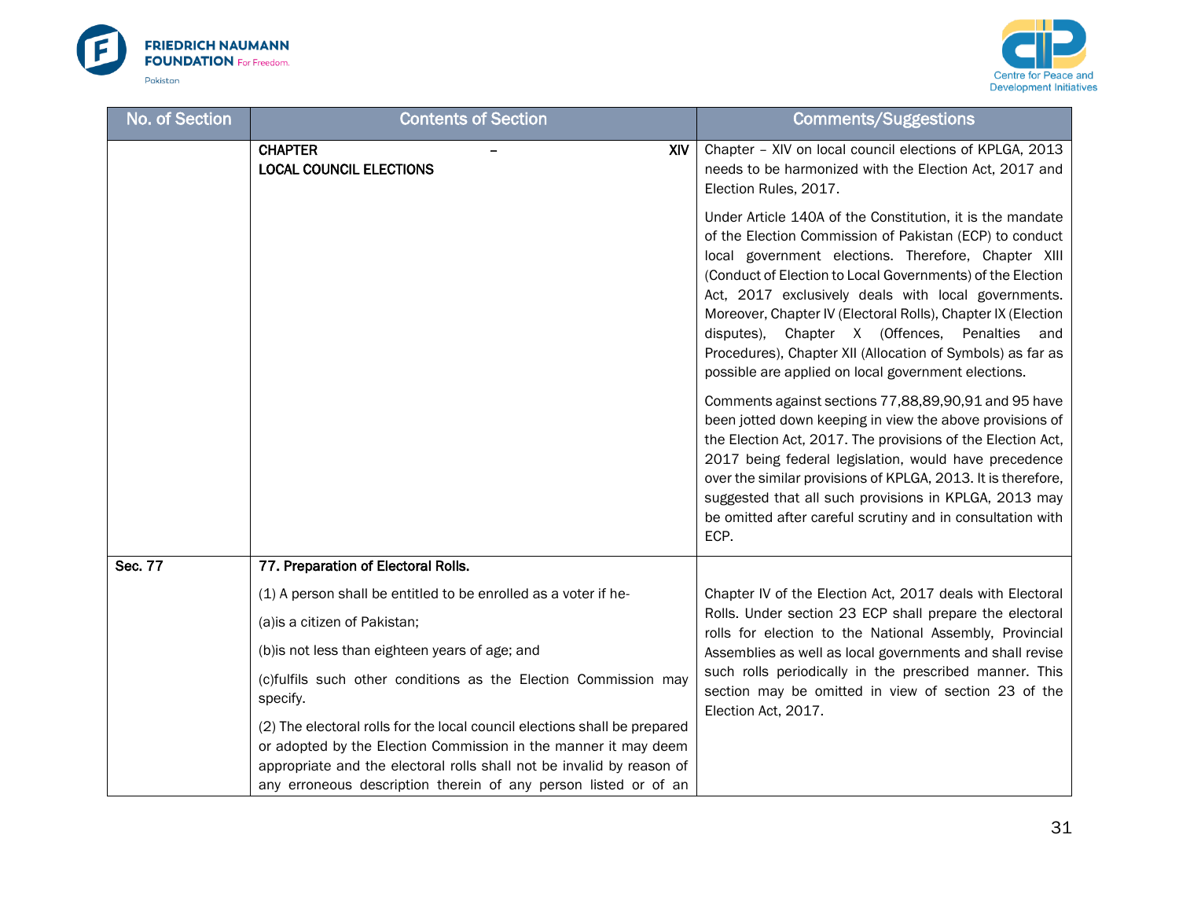| No. of Section | Contents of Section | Comments/Suggestions |
|---|---|---|
| | **CHAPTER – XIV**<br>**LOCAL COUNCIL ELECTIONS** | Chapter – XIV on local council elections of KPLGA, 2013 needs to be harmonized with the Election Act, 2017 and Election Rules, 2017.<br><br>Under Article 140A of the Constitution, it is the mandate of the Election Commission of Pakistan (ECP) to conduct local government elections. Therefore, Chapter XIII (Conduct of Election to Local Governments) of the Election Act, 2017 exclusively deals with local governments. Moreover, Chapter IV (Electoral Rolls), Chapter IX (Election disputes), Chapter X (Offences, Penalties and Procedures), Chapter XII (Allocation of Symbols) as far as possible are applied on local government elections.<br><br>Comments against sections 77,88,89,90,91 and 95 have been jotted down keeping in view the above provisions of the Election Act, 2017. The provisions of the Election Act, 2017 being federal legislation, would have precedence over the similar provisions of KPLGA, 2013. It is therefore, suggested that all such provisions in KPLGA, 2013 may be omitted after careful scrutiny and in consultation with ECP. |
| **Sec. 77** | **77. Preparation of Electoral Rolls.**<br><br>(1) A person shall be entitled to be enrolled as a voter if he-<br><br>(a)is a citizen of Pakistan;<br><br>(b)is not less than eighteen years of age; and<br><br>(c)fulfils such other conditions as the Election Commission may specify.<br><br>(2) The electoral rolls for the local council elections shall be prepared or adopted by the Election Commission in the manner it may deem appropriate and the electoral rolls shall not be invalid by reason of any erroneous description therein of any person listed or of an | Chapter IV of the Election Act, 2017 deals with Electoral Rolls. Under section 23 ECP shall prepare the electoral rolls for election to the National Assembly, Provincial Assemblies as well as local governments and shall revise such rolls periodically in the prescribed manner. This section may be omitted in view of section 23 of the Election Act, 2017. |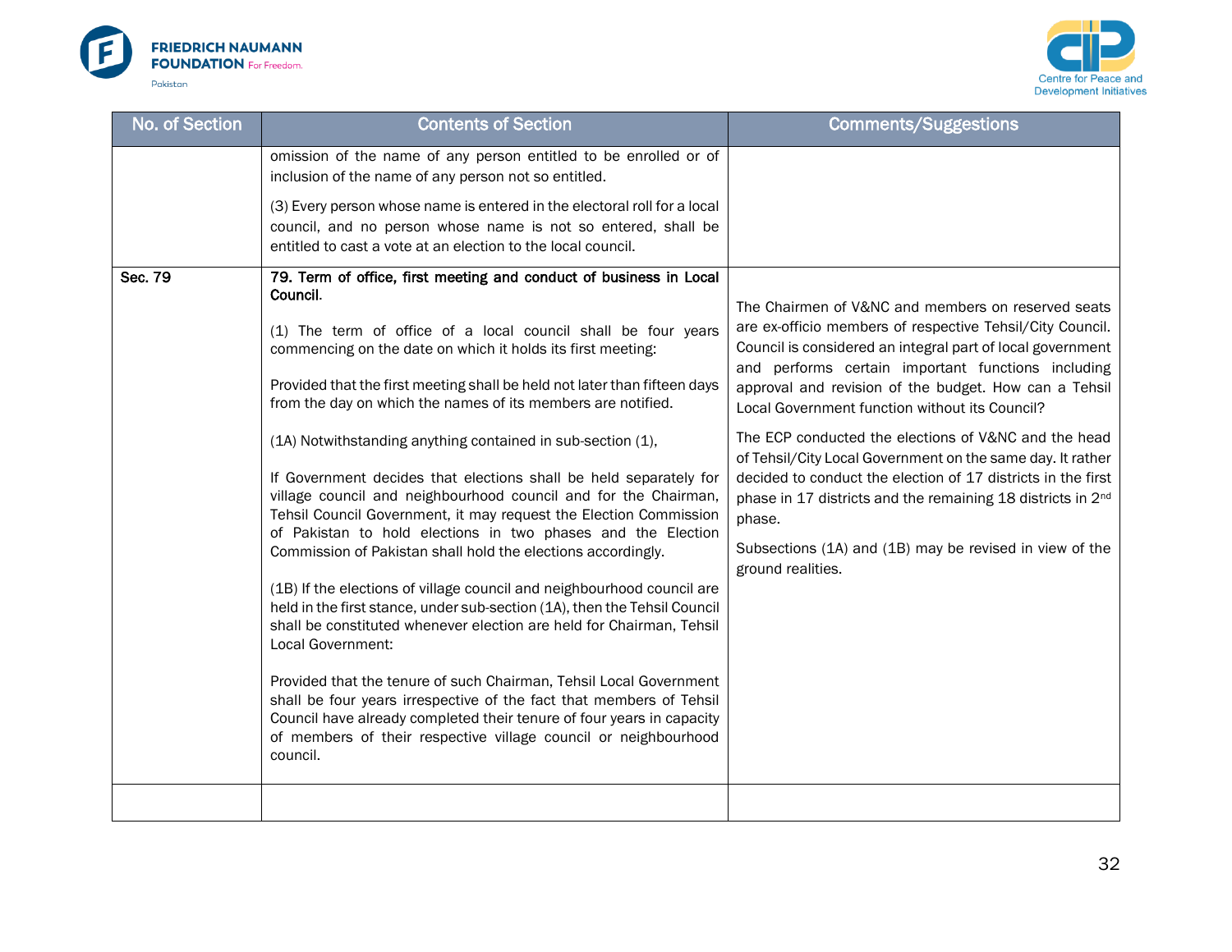| No. of Section | Contents of Section | Comments/Suggestions |
|---|---|---|
| | omission of the name of any person entitled to be enrolled or of inclusion of the name of any person not so entitled.<br><br>(3) Every person whose name is entered in the electoral roll for a local council, and no person whose name is not so entered, shall be entitled to cast a vote at an election to the local council. | |
| Sec. 79 | **79. Term of office, first meeting and conduct of business in Local Council.**<br><br>(1) The term of office of a local council shall be four years commencing on the date on which it holds its first meeting:<br><br>Provided that the first meeting shall be held not later than fifteen days from the day on which the names of its members are notified.<br><br>(1A) Notwithstanding anything contained in sub-section (1),<br><br>If Government decides that elections shall be held separately for village council and neighbourhood council and for the Chairman, Tehsil Council Government, it may request the Election Commission of Pakistan to hold elections in two phases and the Election Commission of Pakistan shall hold the elections accordingly.<br><br>(1B) If the elections of village council and neighbourhood council are held in the first stance, under sub-section (1A), then the Tehsil Council shall be constituted whenever election are held for Chairman, Tehsil Local Government:<br><br>Provided that the tenure of such Chairman, Tehsil Local Government shall be four years irrespective of the fact that members of Tehsil Council have already completed their tenure of four years in capacity of members of their respective village council or neighbourhood council. | The Chairmen of V&NC and members on reserved seats are ex-officio members of respective Tehsil/City Council. Council is considered an integral part of local government and performs certain important functions including approval and revision of the budget. How can a Tehsil Local Government function without its Council?<br><br>The ECP conducted the elections of V&NC and the head of Tehsil/City Local Government on the same day. It rather decided to conduct the election of 17 districts in the first phase in 17 districts and the remaining 18 districts in 2nd phase.<br><br>Subsections (1A) and (1B) may be revised in view of the ground realities. |
| | | |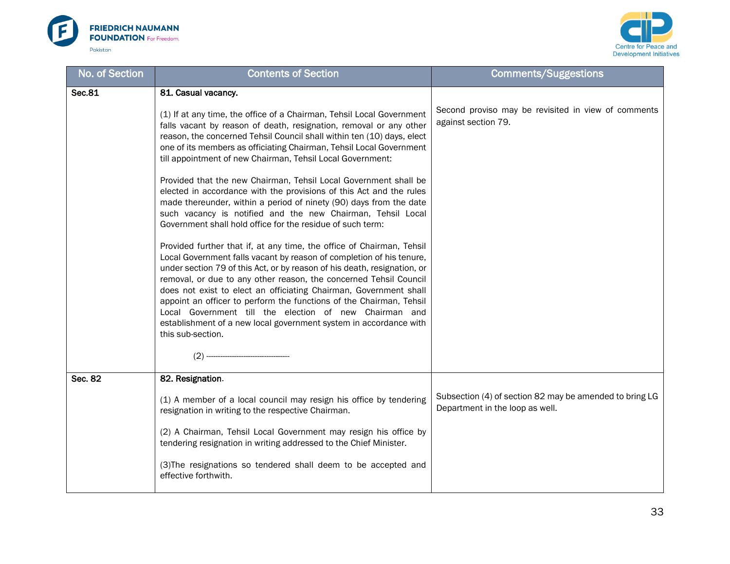| No. of Section | Contents of Section | Comments/Suggestions |
| --- | --- | --- |
| **Sec.81** | **81. Casual vacancy.**<br><br>(1) If at any time, the office of a Chairman, Tehsil Local Government falls vacant by reason of death, resignation, removal or any other reason, the concerned Tehsil Council shall within ten (10) days, elect one of its members as officiating Chairman, Tehsil Local Government till appointment of new Chairman, Tehsil Local Government:<br><br>Provided that the new Chairman, Tehsil Local Government shall be elected in accordance with the provisions of this Act and the rules made thereunder, within a period of ninety (90) days from the date such vacancy is notified and the new Chairman, Tehsil Local Government shall hold office for the residue of such term:<br><br>Provided further that if, at any time, the office of Chairman, Tehsil Local Government falls vacant by reason of completion of his tenure, under section 79 of this Act, or by reason of his death, resignation, or removal, or due to any other reason, the concerned Tehsil Council does not exist to elect an officiating Chairman, Government shall appoint an officer to perform the functions of the Chairman, Tehsil Local Government till the election of new Chairman and establishment of a new local government system in accordance with this sub-section.<br><br>(2) ------------------------------------ | Second proviso may be revisited in view of comments against section 79. |
| **Sec. 82** | **82. Resignation**.<br><br>(1) A member of a local council may resign his office by tendering resignation in writing to the respective Chairman.<br><br>(2) A Chairman, Tehsil Local Government may resign his office by tendering resignation in writing addressed to the Chief Minister.<br><br>(3)The resignations so tendered shall deem to be accepted and effective forthwith. | Subsection (4) of section 82 may be amended to bring LG Department in the loop as well. |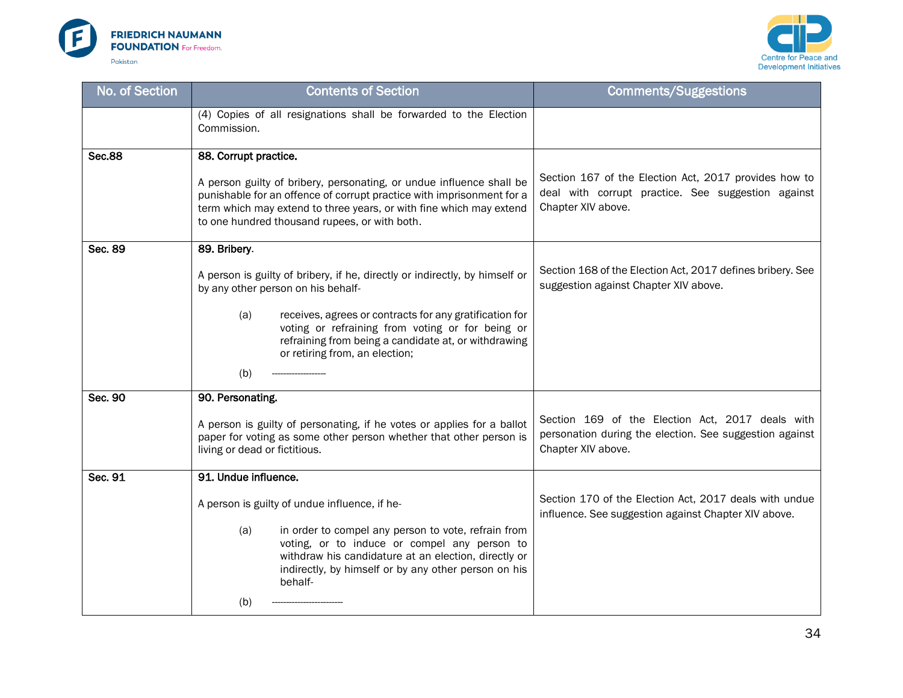| No. of Section | Contents of Section | Comments/Suggestions |
|---|---|---|
| | (4) Copies of all resignations shall be forwarded to the Election Commission. | |
| **Sec.88** | **88. Corrupt practice.**<br><br>A person guilty of bribery, personating, or undue influence shall be punishable for an offence of corrupt practice with imprisonment for a term which may extend to three years, or with fine which may extend to one hundred thousand rupees, or with both. | Section 167 of the Election Act, 2017 provides how to deal with corrupt practice. See suggestion against Chapter XIV above. |
| **Sec. 89** | **89. Bribery**.<br><br>A person is guilty of bribery, if he, directly or indirectly, by himself or by any other person on his behalf-<br><br>(a) receives, agrees or contracts for any gratification for voting or refraining from voting or for being or refraining from being a candidate at, or withdrawing or retiring from, an election;<br><br>(b) ------------------- | Section 168 of the Election Act, 2017 defines bribery. See suggestion against Chapter XIV above. |
| **Sec. 90** | **90. Personating.**<br><br>A person is guilty of personating, if he votes or applies for a ballot paper for voting as some other person whether that other person is living or dead or fictitious. | Section 169 of the Election Act, 2017 deals with personation during the election. See suggestion against Chapter XIV above. |
| **Sec. 91** | **91. Undue influence.**<br><br>A person is guilty of undue influence, if he-<br><br>(a) in order to compel any person to vote, refrain from voting, or to induce or compel any person to withdraw his candidature at an election, directly or indirectly, by himself or by any other person on his behalf-<br><br>(b) ------------------------ | Section 170 of the Election Act, 2017 deals with undue influence. See suggestion against Chapter XIV above. |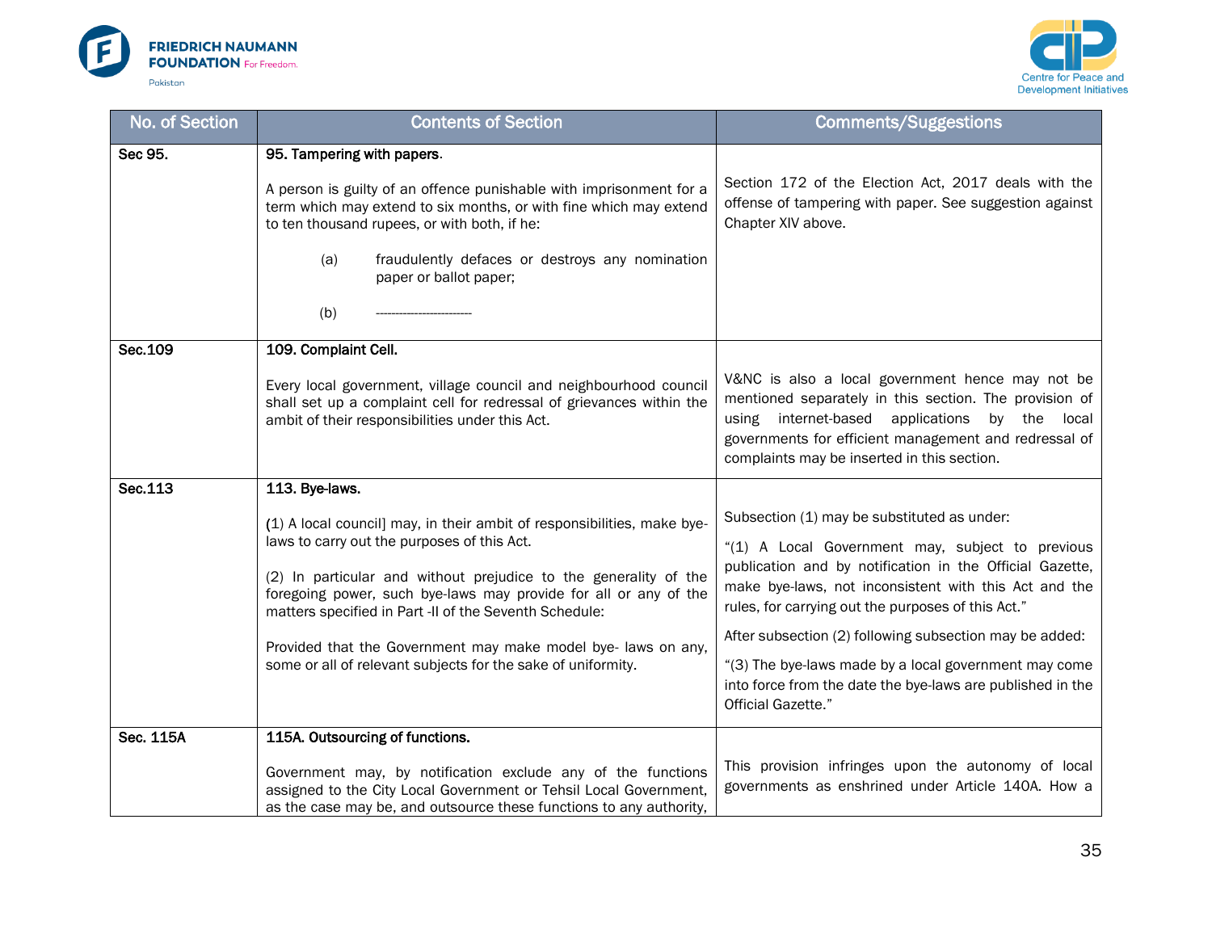| No. of Section | Contents of Section | Comments/Suggestions |
| --- | --- | --- |
| **Sec 95.** | **95. Tampering with papers**.<br><br>A person is guilty of an offence punishable with imprisonment for a term which may extend to six months, or with fine which may extend to ten thousand rupees, or with both, if he:<br><br>(a) fraudulently defaces or destroys any nomination paper or ballot paper;<br><br>(b) ------------------------ | Section 172 of the Election Act, 2017 deals with the offense of tampering with paper. See suggestion against Chapter XIV above. |
| **Sec.109** | **109. Complaint Cell.**<br><br>Every local government, village council and neighbourhood council shall set up a complaint cell for redressal of grievances within the ambit of their responsibilities under this Act. | V&NC is also a local government hence may not be mentioned separately in this section. The provision of using internet-based applications by the local governments for efficient management and redressal of complaints may be inserted in this section. |
| **Sec.113** | **113. Bye-laws.**<br><br>(1) A local council] may, in their ambit of responsibilities, make bye-laws to carry out the purposes of this Act.<br><br>(2) In particular and without prejudice to the generality of the foregoing power, such bye-laws may provide for all or any of the matters specified in Part -II of the Seventh Schedule:<br><br>Provided that the Government may make model bye- laws on any, some or all of relevant subjects for the sake of uniformity. | Subsection (1) may be substituted as under:<br><br>"(1) A Local Government may, subject to previous publication and by notification in the Official Gazette, make bye-laws, not inconsistent with this Act and the rules, for carrying out the purposes of this Act."<br><br>After subsection (2) following subsection may be added:<br><br>"(3) The bye-laws made by a local government may come into force from the date the bye-laws are published in the Official Gazette." |
| **Sec. 115A** | **115A. Outsourcing of functions.**<br><br>Government may, by notification exclude any of the functions assigned to the City Local Government or Tehsil Local Government, as the case may be, and outsource these functions to any authority, | This provision infringes upon the autonomy of local governments as enshrined under Article 140A. How a |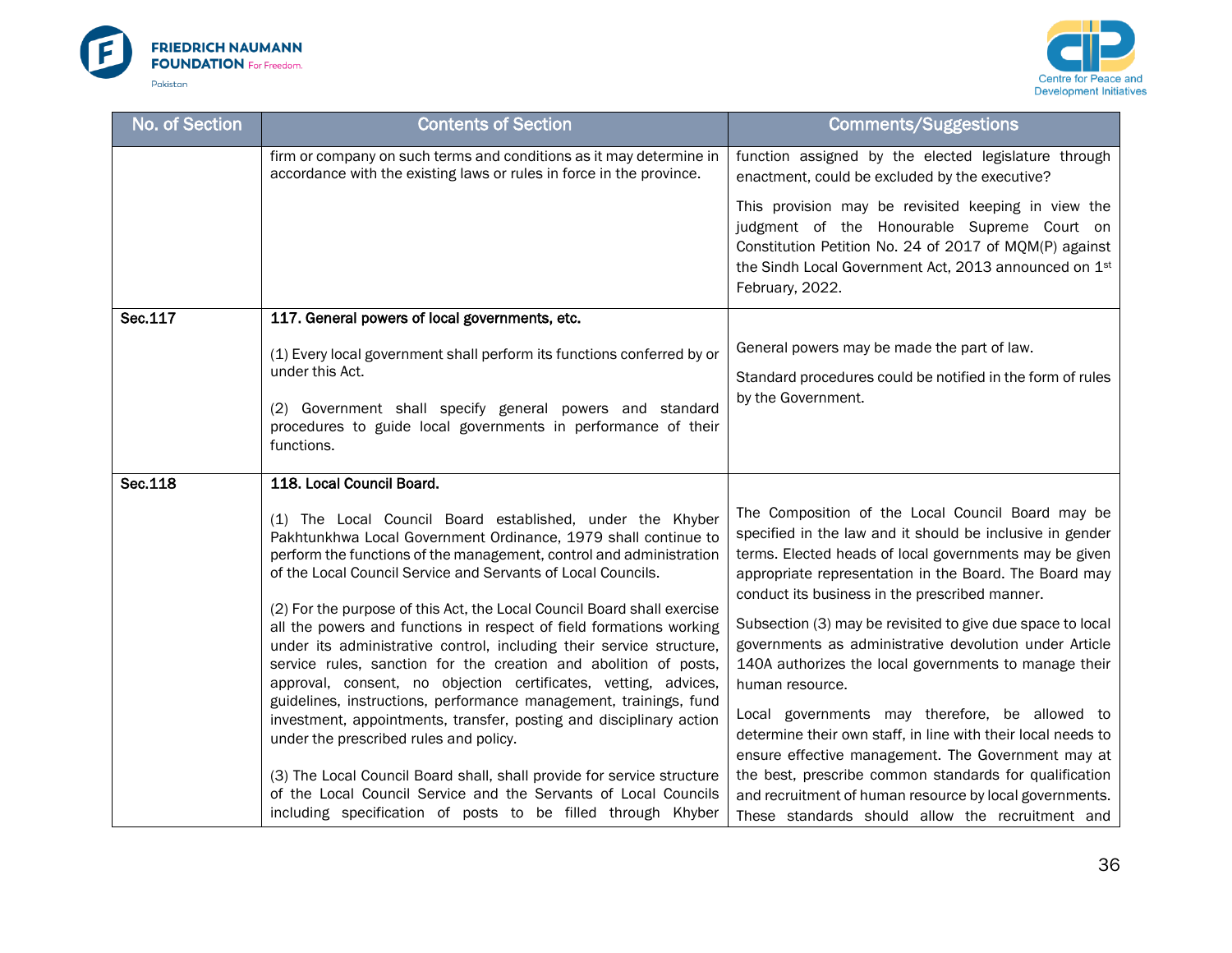| No. of Section | Contents of Section | Comments/Suggestions |
|---|---|---|
| | firm or company on such terms and conditions as it may determine in accordance with the existing laws or rules in force in the province. | function assigned by the elected legislature through enactment, could be excluded by the executive?<br><br>This provision may be revisited keeping in view the judgment of the Honourable Supreme Court on Constitution Petition No. 24 of 2017 of MQM(P) against the Sindh Local Government Act, 2013 announced on 1st February, 2022. |
| **Sec.117** | **117. General powers of local governments, etc.**<br><br>(1) Every local government shall perform its functions conferred by or under this Act.<br><br>(2) Government shall specify general powers and standard procedures to guide local governments in performance of their functions. | General powers may be made the part of law.<br><br>Standard procedures could be notified in the form of rules by the Government. |
| **Sec.118** | **118. Local Council Board.**<br><br>(1) The Local Council Board established, under the Khyber Pakhtunkhwa Local Government Ordinance, 1979 shall continue to perform the functions of the management, control and administration of the Local Council Service and Servants of Local Councils.<br><br>(2) For the purpose of this Act, the Local Council Board shall exercise all the powers and functions in respect of field formations working under its administrative control, including their service structure, service rules, sanction for the creation and abolition of posts, approval, consent, no objection certificates, vetting, advices, guidelines, instructions, performance management, trainings, fund investment, appointments, transfer, posting and disciplinary action under the prescribed rules and policy.<br><br>(3) The Local Council Board shall, shall provide for service structure of the Local Council Service and the Servants of Local Councils including specification of posts to be filled through Khyber | The Composition of the Local Council Board may be specified in the law and it should be inclusive in gender terms. Elected heads of local governments may be given appropriate representation in the Board. The Board may conduct its business in the prescribed manner.<br><br>Subsection (3) may be revisited to give due space to local governments as administrative devolution under Article 140A authorizes the local governments to manage their human resource.<br><br>Local governments may therefore, be allowed to determine their own staff, in line with their local needs to ensure effective management. The Government may at the best, prescribe common standards for qualification and recruitment of human resource by local governments. These standards should allow the recruitment and |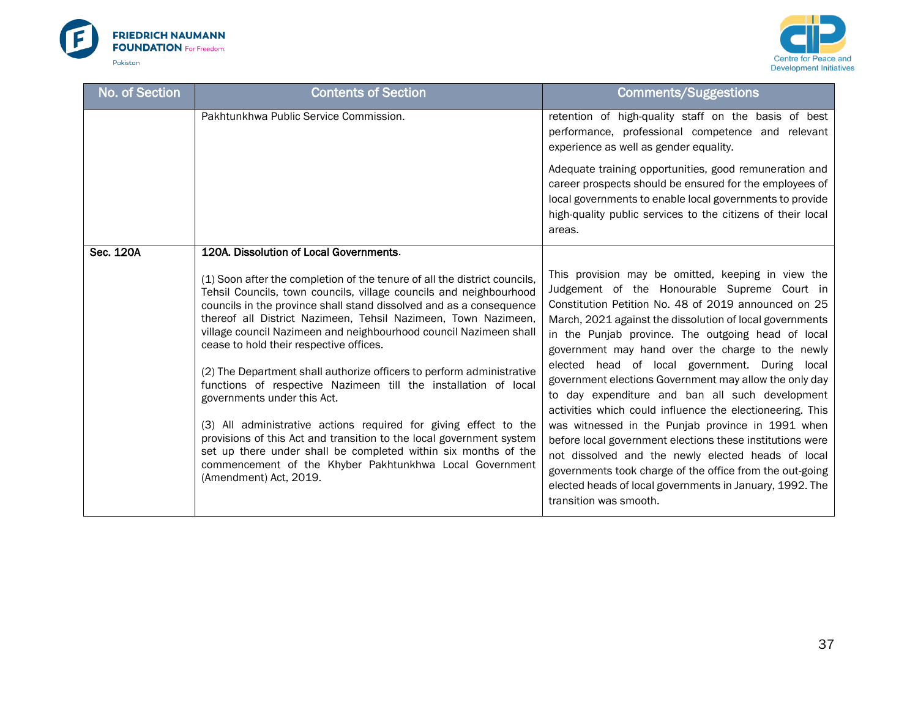| No. of Section | Contents of Section | Comments/Suggestions |
|---|---|---|
| | Pakhtunkhwa Public Service Commission. | retention of high-quality staff on the basis of best performance, professional competence and relevant experience as well as gender equality.<br><br>Adequate training opportunities, good remuneration and career prospects should be ensured for the employees of local governments to enable local governments to provide high-quality public services to the citizens of their local areas. |
| **Sec. 120A** | **120A. Dissolution of Local Governments**.<br><br>(1) Soon after the completion of the tenure of all the district councils, Tehsil Councils, town councils, village councils and neighbourhood councils in the province shall stand dissolved and as a consequence thereof all District Nazimeen, Tehsil Nazimeen, Town Nazimeen, village council Nazimeen and neighbourhood council Nazimeen shall cease to hold their respective offices.<br><br>(2) The Department shall authorize officers to perform administrative functions of respective Nazimeen till the installation of local governments under this Act.<br><br>(3) All administrative actions required for giving effect to the provisions of this Act and transition to the local government system set up there under shall be completed within six months of the commencement of the Khyber Pakhtunkhwa Local Government (Amendment) Act, 2019. | This provision may be omitted, keeping in view the Judgement of the Honourable Supreme Court in Constitution Petition No. 48 of 2019 announced on 25 March, 2021 against the dissolution of local governments in the Punjab province. The outgoing head of local government may hand over the charge to the newly elected head of local government. During local government elections Government may allow the only day to day expenditure and ban all such development activities which could influence the electioneering. This was witnessed in the Punjab province in 1991 when before local government elections these institutions were not dissolved and the newly elected heads of local governments took charge of the office from the out-going elected heads of local governments in January, 1992. The transition was smooth. |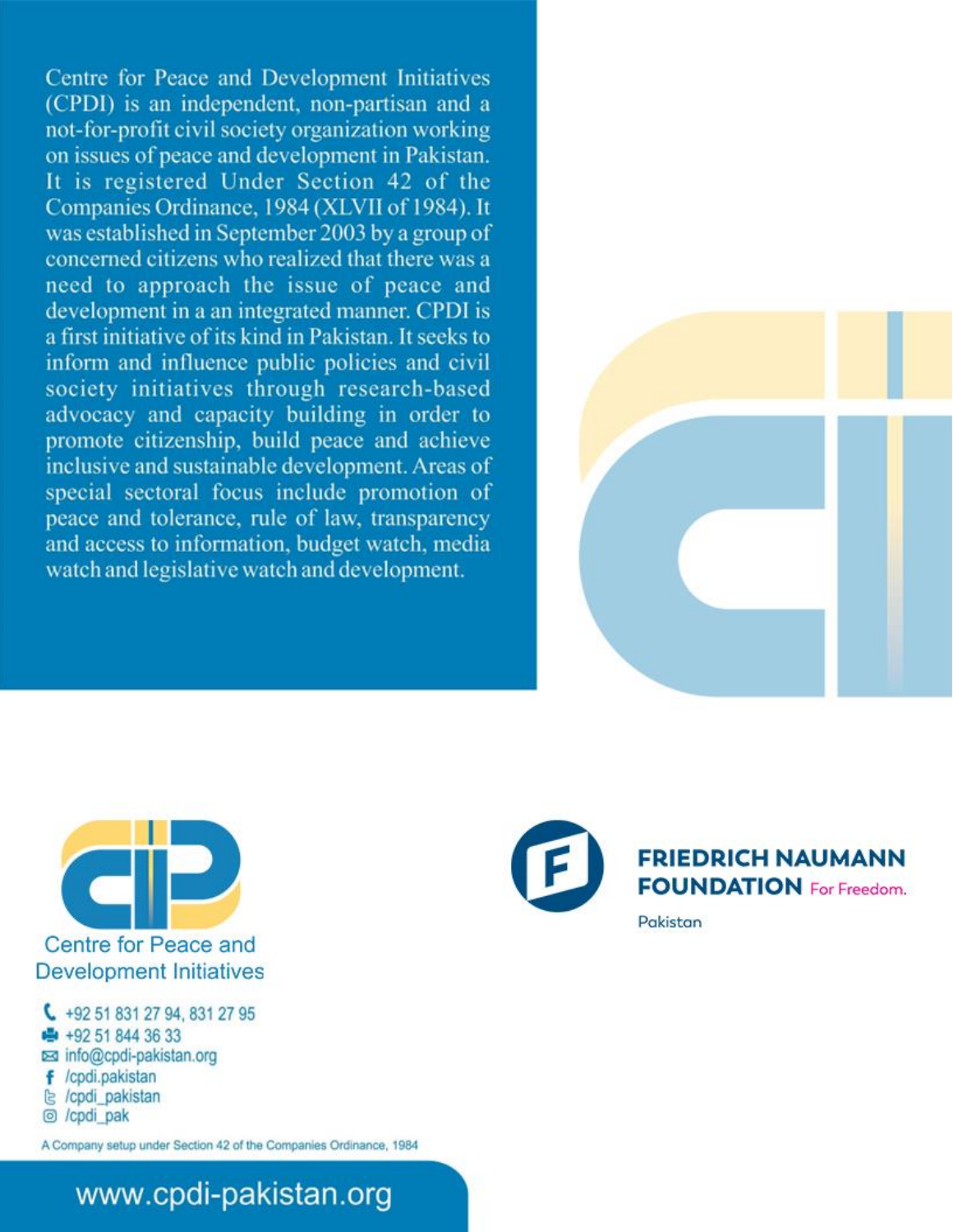Centre for Peace and Development Initiatives (CPDI) is an independent, non-partisan and a not-for-profit civil society organization working on issues of peace and development in Pakistan. It is registered Under Section 42 of the Companies Ordinance, 1984 (XLVII of 1984). It was established in September 2003 by a group of concerned citizens who realized that there was a need to approach the issue of peace and development in a an integrated manner. CPDI is a first initiative of its kind in Pakistan. It seeks to inform and influence public policies and civil society initiatives through research-based advocacy and capacity building in order to promote citizenship, build peace and achieve inclusive and sustainable development. Areas of special sectoral focus include promotion of peace and tolerance, rule of law, transparency and access to information, budget watch, media watch and legislative watch and development.

Centre for Peace and Development Initiatives

+92 51 831 27 94, 831 27 95
+92 51 844 36 33
info@cpdi-pakistan.org
/cpdi.pakistan
/cpdi_pakistan
/cpdi_pak

A Company setup under Section 42 of the Companies Ordinance, 1984

www.cpdi-pakistan.org

FRIEDRICH NAUMANN FOUNDATION For Freedom.

Pakistan